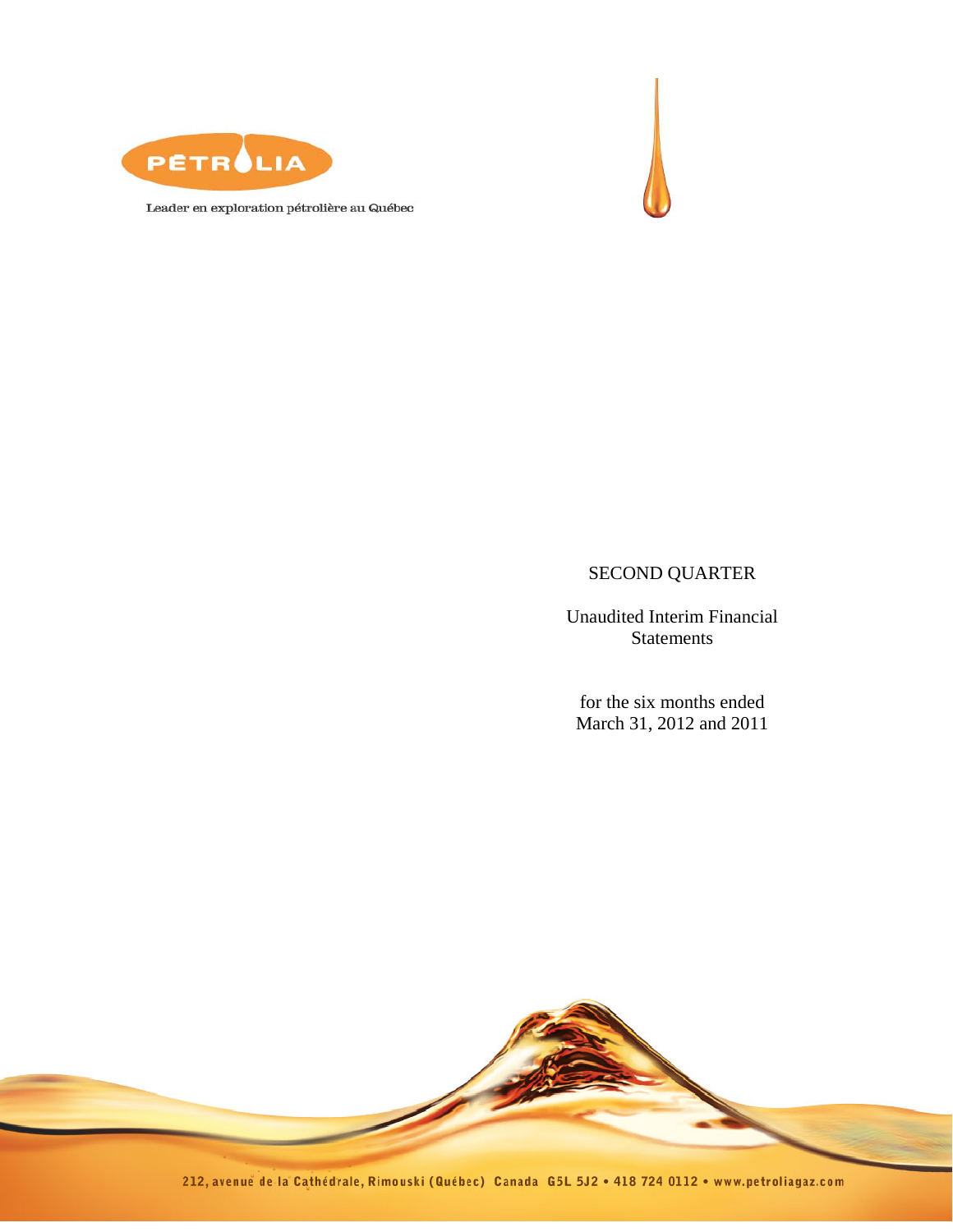PÉTROLIA

Leader en exploration pétrolière au Québec

SECOND QUARTER

Unaudited Interim Financial Statements

for the six months ended March 31, 2012 and 2011

212, avenue de la Cathédrale, Rimouski (Québec) Canada G5L 5J2 • 418 724 0112 • www.petroliagaz.com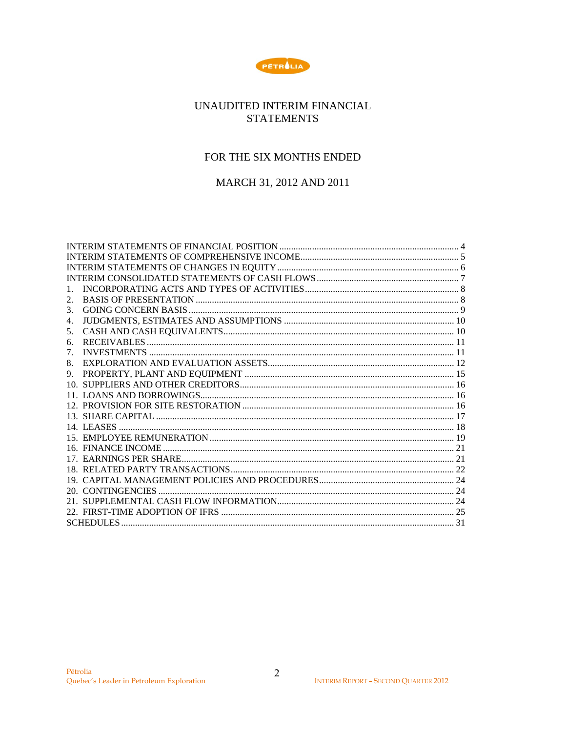# UNAUDITED INTERIM FINANCIAL STATEMENTS

## FOR THE SIX MONTHS ENDED

## MARCH 31, 2012 AND 2011

| | |
|---|---|
| INTERIM STATEMENTS OF FINANCIAL POSITION | 4 |
| INTERIM STATEMENTS OF COMPREHENSIVE INCOME | 5 |
| INTERIM STATEMENTS OF CHANGES IN EQUITY | 6 |
| INTERIM CONSOLIDATED STATEMENTS OF CASH FLOWS | 7 |
| 1. INCORPORATING ACTS AND TYPES OF ACTIVITIES | 8 |
| 2. BASIS OF PRESENTATION | 8 |
| 3. GOING CONCERN BASIS | 9 |
| 4. JUDGMENTS, ESTIMATES AND ASSUMPTIONS | 10 |
| 5. CASH AND CASH EQUIVALENTS | 10 |
| 6. RECEIVABLES | 11 |
| 7. INVESTMENTS | 11 |
| 8. EXPLORATION AND EVALUATION ASSETS | 12 |
| 9. PROPERTY, PLANT AND EQUIPMENT | 15 |
| 10. SUPPLIERS AND OTHER CREDITORS | 16 |
| 11. LOANS AND BORROWINGS | 16 |
| 12. PROVISION FOR SITE RESTORATION | 16 |
| 13. SHARE CAPITAL | 17 |
| 14. LEASES | 18 |
| 15. EMPLOYEE REMUNERATION | 19 |
| 16. FINANCE INCOME | 21 |
| 17. EARNINGS PER SHARE | 21 |
| 18. RELATED PARTY TRANSACTIONS | 22 |
| 19. CAPITAL MANAGEMENT POLICIES AND PROCEDURES | 24 |
| 20. CONTINGENCIES | 24 |
| 21. SUPPLEMENTAL CASH FLOW INFORMATION | 24 |
| 22. FIRST-TIME ADOPTION OF IFRS | 25 |
| SCHEDULES | 31 |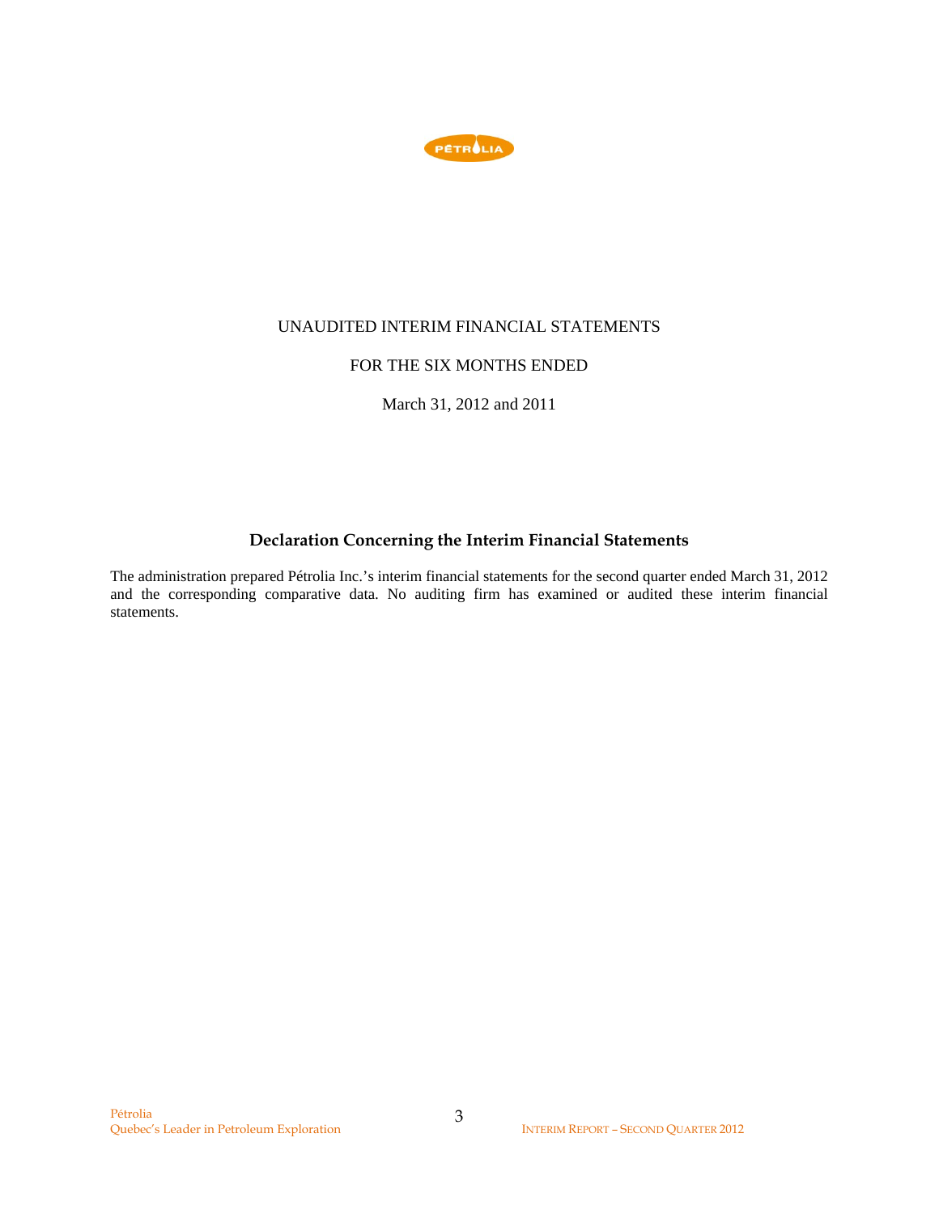UNAUDITED INTERIM FINANCIAL STATEMENTS

FOR THE SIX MONTHS ENDED

March 31, 2012 and 2011

## Declaration Concerning the Interim Financial Statements

The administration prepared Pétrolia Inc.'s interim financial statements for the second quarter ended March 31, 2012 and the corresponding comparative data. No auditing firm has examined or audited these interim financial statements.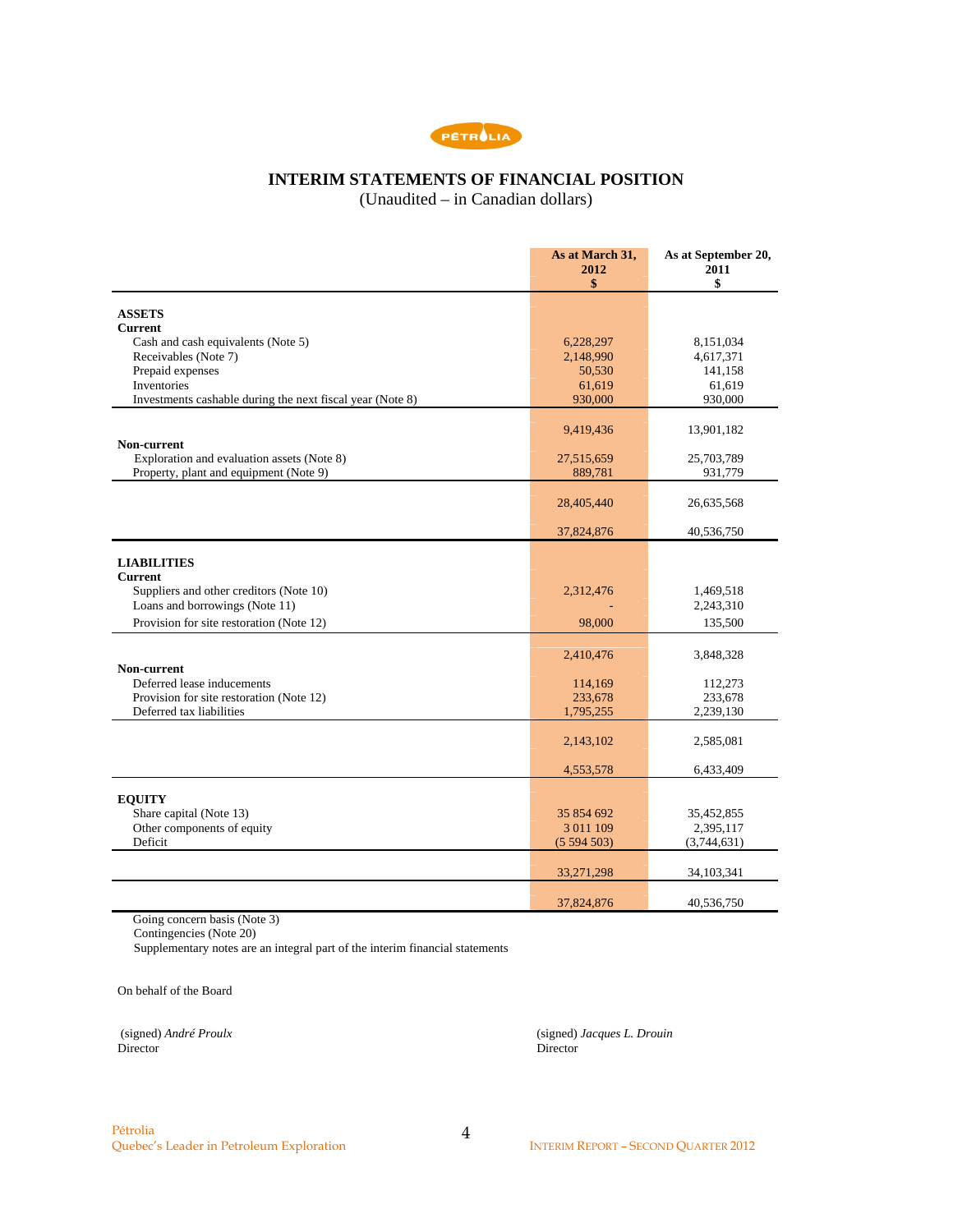PÉTROLIA

# INTERIM STATEMENTS OF FINANCIAL POSITION

(Unaudited – in Canadian dollars)

| | As at March 31, 2012 $ | As at September 20, 2011 $ |
|---|---|---|
| **ASSETS** | | |
| **Current** | | |
| Cash and cash equivalents (Note 5) | 6,228,297 | 8,151,034 |
| Receivables (Note 7) | 2,148,990 | 4,617,371 |
| Prepaid expenses | 50,530 | 141,158 |
| Inventories | 61,619 | 61,619 |
| Investments cashable during the next fiscal year (Note 8) | 930,000 | 930,000 |
| | 9,419,436 | 13,901,182 |
| **Non-current** | | |
| Exploration and evaluation assets (Note 8) | 27,515,659 | 25,703,789 |
| Property, plant and equipment (Note 9) | 889,781 | 931,779 |
| | 28,405,440 | 26,635,568 |
| | 37,824,876 | 40,536,750 |
| **LIABILITIES** | | |
| **Current** | | |
| Suppliers and other creditors (Note 10) | 2,312,476 | 1,469,518 |
| Loans and borrowings (Note 11) | - | 2,243,310 |
| Provision for site restoration (Note 12) | 98,000 | 135,500 |
| | 2,410,476 | 3,848,328 |
| **Non-current** | | |
| Deferred lease inducements | 114,169 | 112,273 |
| Provision for site restoration (Note 12) | 233,678 | 233,678 |
| Deferred tax liabilities | 1,795,255 | 2,239,130 |
| | 2,143,102 | 2,585,081 |
| | 4,553,578 | 6,433,409 |
| **EQUITY** | | |
| Share capital (Note 13) | 35 854 692 | 35,452,855 |
| Other components of equity | 3 011 109 | 2,395,117 |
| Deficit | (5 594 503) | (3,744,631) |
| | 33,271,298 | 34,103,341 |
| | 37,824,876 | 40,536,750 |

Going concern basis (Note 3)
Contingencies (Note 20)
Supplementary notes are an integral part of the interim financial statements

On behalf of the Board

(signed) *André Proulx*
Director

(signed) *Jacques L. Drouin*
Director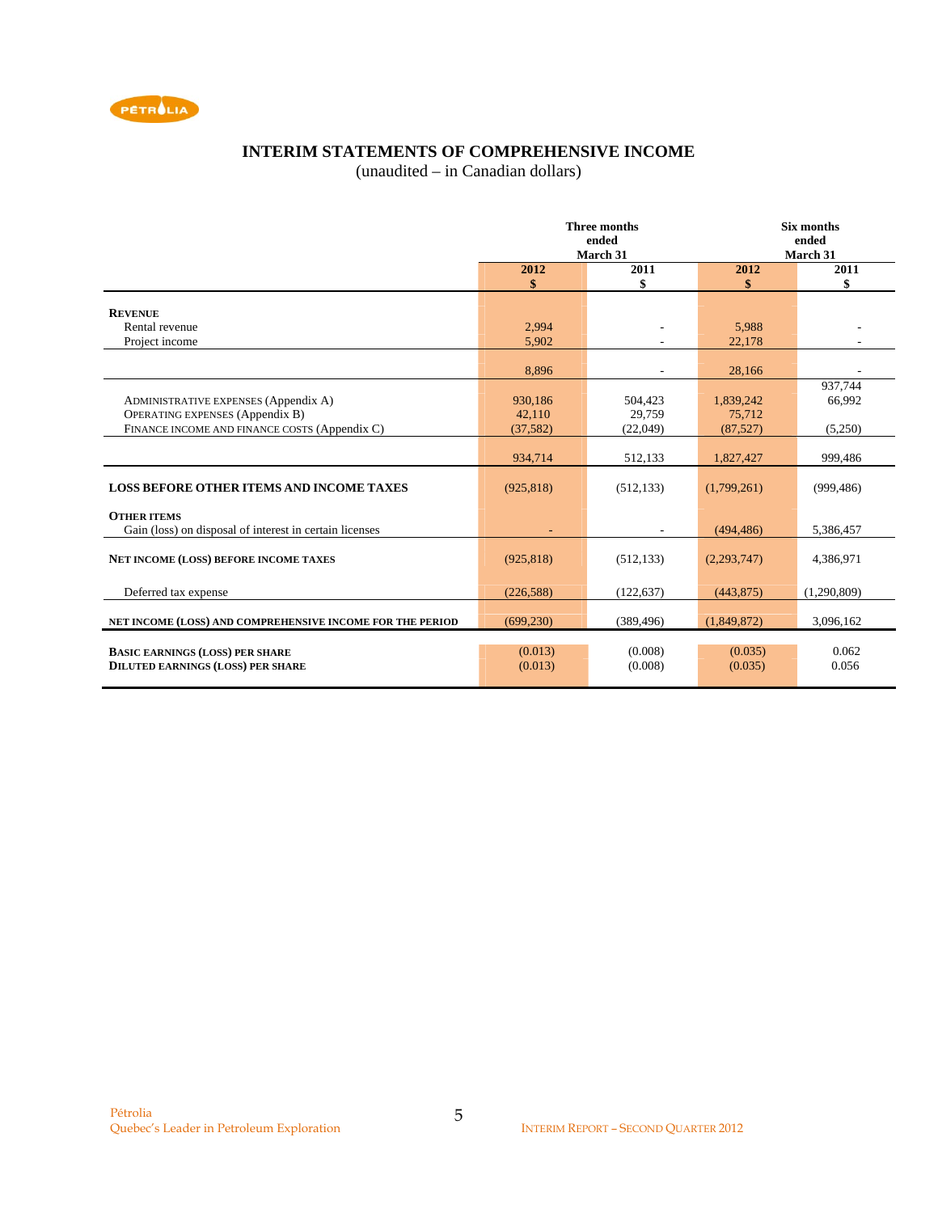# INTERIM STATEMENTS OF COMPREHENSIVE INCOME

(unaudited – in Canadian dollars)

| | Three months ended March 31 | | Six months ended March 31 | |
|---|---|---|---|---|
| | 2012<br>$ | 2011<br>$ | 2012<br>$ | 2011<br>$ |
| **REVENUE** | | | | |
| Rental revenue | 2,994 | - | 5,988 | - |
| Project income | 5,902 | - | 22,178 | - |
| | 8,896 | - | 28,166 | - |
| ADMINISTRATIVE EXPENSES (Appendix A) | 930,186 | 504,423 | 1,839,242 | 937,744 |
| OPERATING EXPENSES (Appendix B) | 42,110 | 29,759 | 75,712 | 66,992 |
| FINANCE INCOME AND FINANCE COSTS (Appendix C) | (37,582) | (22,049) | (87,527) | (5,250) |
| | 934,714 | 512,133 | 1,827,427 | 999,486 |
| **LOSS BEFORE OTHER ITEMS AND INCOME TAXES** | (925,818) | (512,133) | (1,799,261) | (999,486) |
| **OTHER ITEMS** | | | | |
| Gain (loss) on disposal of interest in certain licenses | - | - | (494,486) | 5,386,457 |
| **NET INCOME (LOSS) BEFORE INCOME TAXES** | (925,818) | (512,133) | (2,293,747) | 4,386,971 |
| Deferred tax expense | (226,588) | (122,637) | (443,875) | (1,290,809) |
| **NET INCOME (LOSS) AND COMPREHENSIVE INCOME FOR THE PERIOD** | (699,230) | (389,496) | (1,849,872) | 3,096,162 |
| **BASIC EARNINGS (LOSS) PER SHARE** | (0.013) | (0.008) | (0.035) | 0.062 |
| **DILUTED EARNINGS (LOSS) PER SHARE** | (0.013) | (0.008) | (0.035) | 0.056 |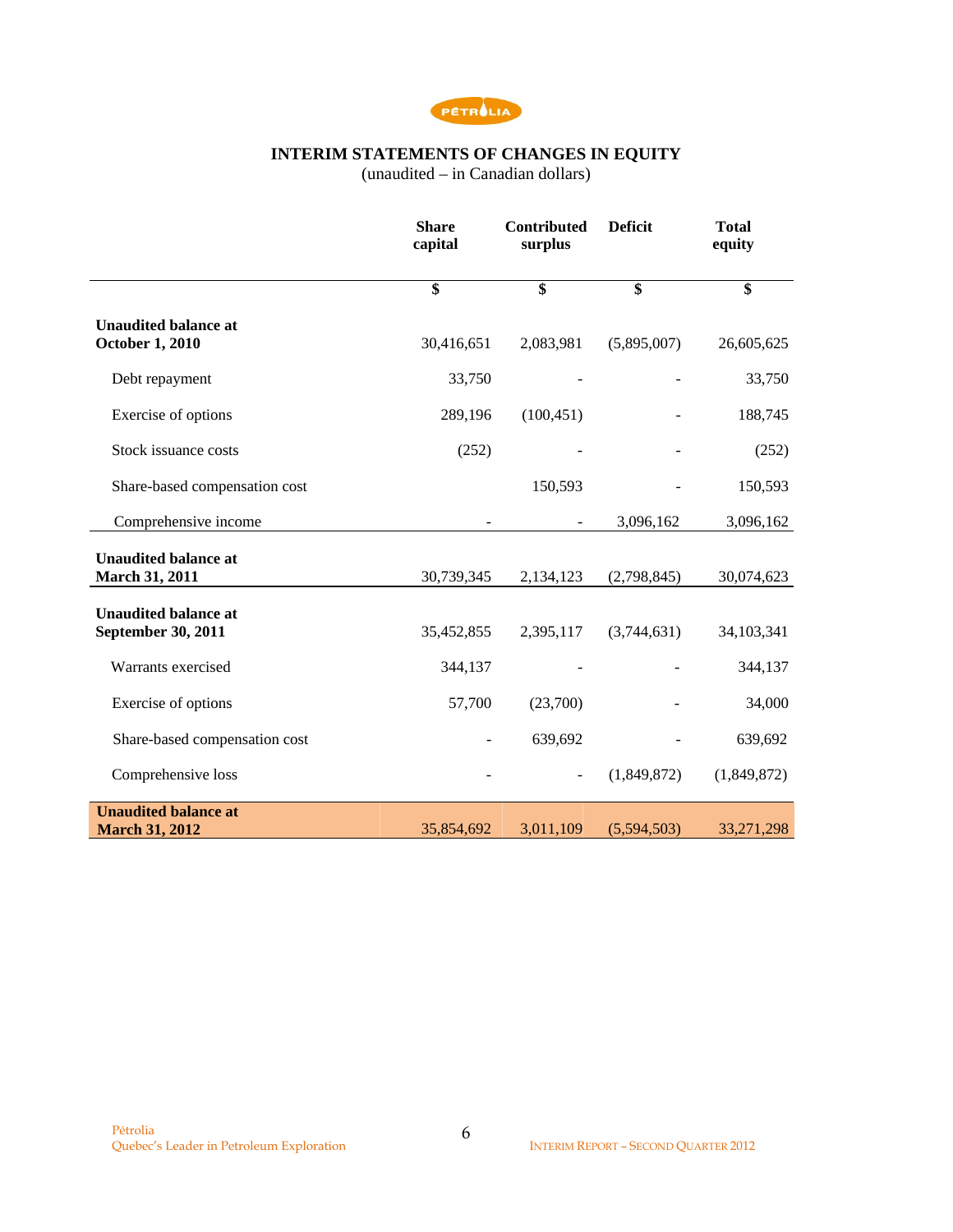# INTERIM STATEMENTS OF CHANGES IN EQUITY

(unaudited – in Canadian dollars)

| | Share capital | Contributed surplus | Deficit | Total equity |
|---|---|---|---|---|
| | $ | $ | $ | $ |
| **Unaudited balance at October 1, 2010** | 30,416,651 | 2,083,981 | (5,895,007) | 26,605,625 |
| Debt repayment | 33,750 | - | - | 33,750 |
| Exercise of options | 289,196 | (100,451) | - | 188,745 |
| Stock issuance costs | (252) | - | - | (252) |
| Share-based compensation cost | | 150,593 | - | 150,593 |
| Comprehensive income | - | - | 3,096,162 | 3,096,162 |
| **Unaudited balance at March 31, 2011** | 30,739,345 | 2,134,123 | (2,798,845) | 30,074,623 |
| **Unaudited balance at September 30, 2011** | 35,452,855 | 2,395,117 | (3,744,631) | 34,103,341 |
| Warrants exercised | 344,137 | - | - | 344,137 |
| Exercise of options | 57,700 | (23,700) | - | 34,000 |
| Share-based compensation cost | - | 639,692 | - | 639,692 |
| Comprehensive loss | - | - | (1,849,872) | (1,849,872) |
| **Unaudited balance at March 31, 2012** | 35,854,692 | 3,011,109 | (5,594,503) | 33,271,298 |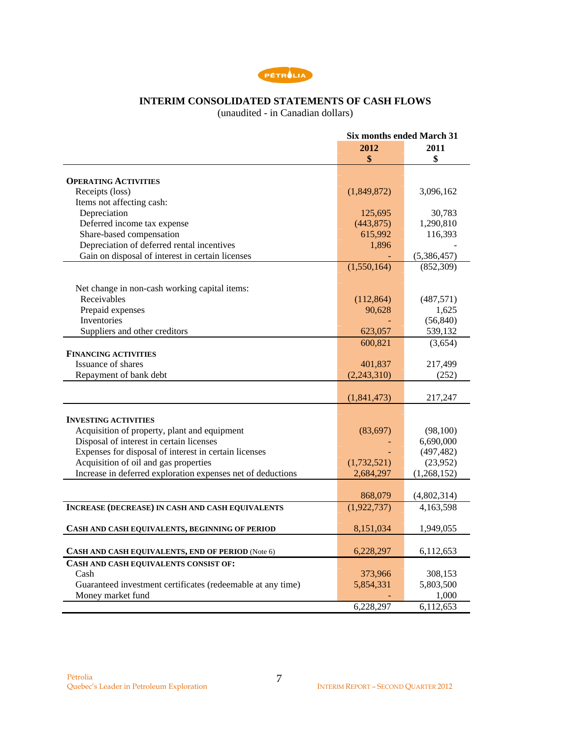# INTERIM CONSOLIDATED STATEMENTS OF CASH FLOWS

(unaudited - in Canadian dollars)

| | Six months ended March 31 | |
|---|---|---|
| | 2012 | 2011 |
| | $ | $ |
| **OPERATING ACTIVITIES** | | |
| Receipts (loss) | (1,849,872) | 3,096,162 |
| Items not affecting cash: | | |
| Depreciation | 125,695 | 30,783 |
| Deferred income tax expense | (443,875) | 1,290,810 |
| Share-based compensation | 615,992 | 116,393 |
| Depreciation of deferred rental incentives | 1,896 | - |
| Gain on disposal of interest in certain licenses | - | (5,386,457) |
| | (1,550,164) | (852,309) |
| Net change in non-cash working capital items: | | |
| Receivables | (112,864) | (487,571) |
| Prepaid expenses | 90,628 | 1,625 |
| Inventories | - | (56,840) |
| Suppliers and other creditors | 623,057 | 539,132 |
| | 600,821 | (3,654) |
| **FINANCING ACTIVITIES** | | |
| Issuance of shares | 401,837 | 217,499 |
| Repayment of bank debt | (2,243,310) | (252) |
| | (1,841,473) | 217,247 |
| **INVESTING ACTIVITIES** | | |
| Acquisition of property, plant and equipment | (83,697) | (98,100) |
| Disposal of interest in certain licenses | - | 6,690,000 |
| Expenses for disposal of interest in certain licenses | - | (497,482) |
| Acquisition of oil and gas properties | (1,732,521) | (23,952) |
| Increase in deferred exploration expenses net of deductions | 2,684,297 | (1,268,152) |
| | 868,079 | (4,802,314) |
| **INCREASE (DECREASE) IN CASH AND CASH EQUIVALENTS** | (1,922,737) | 4,163,598 |
| **CASH AND CASH EQUIVALENTS, BEGINNING OF PERIOD** | 8,151,034 | 1,949,055 |
| **CASH AND CASH EQUIVALENTS, END OF PERIOD** (Note 6) | 6,228,297 | 6,112,653 |
| **CASH AND CASH EQUIVALENTS CONSIST OF:** | | |
| Cash | 373,966 | 308,153 |
| Guaranteed investment certificates (redeemable at any time) | 5,854,331 | 5,803,500 |
| Money market fund | - | 1,000 |
| | 6,228,297 | 6,112,653 |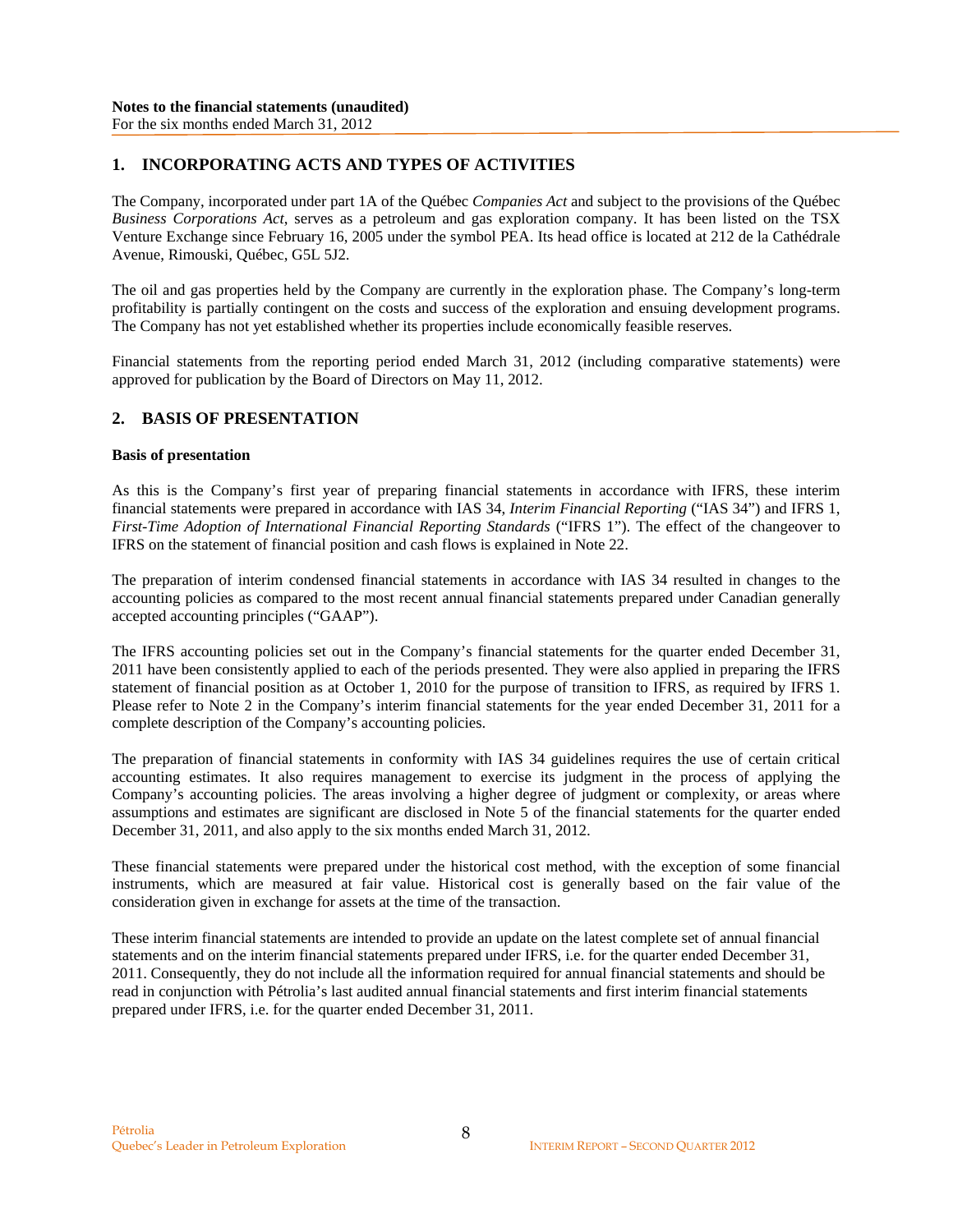**Notes to the financial statements (unaudited)**
For the six months ended March 31, 2012

## 1. INCORPORATING ACTS AND TYPES OF ACTIVITIES

The Company, incorporated under part 1A of the Québec *Companies Act* and subject to the provisions of the Québec *Business Corporations Act*, serves as a petroleum and gas exploration company. It has been listed on the TSX Venture Exchange since February 16, 2005 under the symbol PEA. Its head office is located at 212 de la Cathédrale Avenue, Rimouski, Québec, G5L 5J2.

The oil and gas properties held by the Company are currently in the exploration phase. The Company's long-term profitability is partially contingent on the costs and success of the exploration and ensuing development programs. The Company has not yet established whether its properties include economically feasible reserves.

Financial statements from the reporting period ended March 31, 2012 (including comparative statements) were approved for publication by the Board of Directors on May 11, 2012.

## 2. BASIS OF PRESENTATION

**Basis of presentation**

As this is the Company's first year of preparing financial statements in accordance with IFRS, these interim financial statements were prepared in accordance with IAS 34, *Interim Financial Reporting* ("IAS 34") and IFRS 1, *First-Time Adoption of International Financial Reporting Standards* ("IFRS 1"). The effect of the changeover to IFRS on the statement of financial position and cash flows is explained in Note 22.

The preparation of interim condensed financial statements in accordance with IAS 34 resulted in changes to the accounting policies as compared to the most recent annual financial statements prepared under Canadian generally accepted accounting principles ("GAAP").

The IFRS accounting policies set out in the Company's financial statements for the quarter ended December 31, 2011 have been consistently applied to each of the periods presented. They were also applied in preparing the IFRS statement of financial position as at October 1, 2010 for the purpose of transition to IFRS, as required by IFRS 1. Please refer to Note 2 in the Company's interim financial statements for the year ended December 31, 2011 for a complete description of the Company's accounting policies.

The preparation of financial statements in conformity with IAS 34 guidelines requires the use of certain critical accounting estimates. It also requires management to exercise its judgment in the process of applying the Company's accounting policies. The areas involving a higher degree of judgment or complexity, or areas where assumptions and estimates are significant are disclosed in Note 5 of the financial statements for the quarter ended December 31, 2011, and also apply to the six months ended March 31, 2012.

These financial statements were prepared under the historical cost method, with the exception of some financial instruments, which are measured at fair value. Historical cost is generally based on the fair value of the consideration given in exchange for assets at the time of the transaction.

These interim financial statements are intended to provide an update on the latest complete set of annual financial statements and on the interim financial statements prepared under IFRS, i.e. for the quarter ended December 31, 2011. Consequently, they do not include all the information required for annual financial statements and should be read in conjunction with Pétrolia's last audited annual financial statements and first interim financial statements prepared under IFRS, i.e. for the quarter ended December 31, 2011.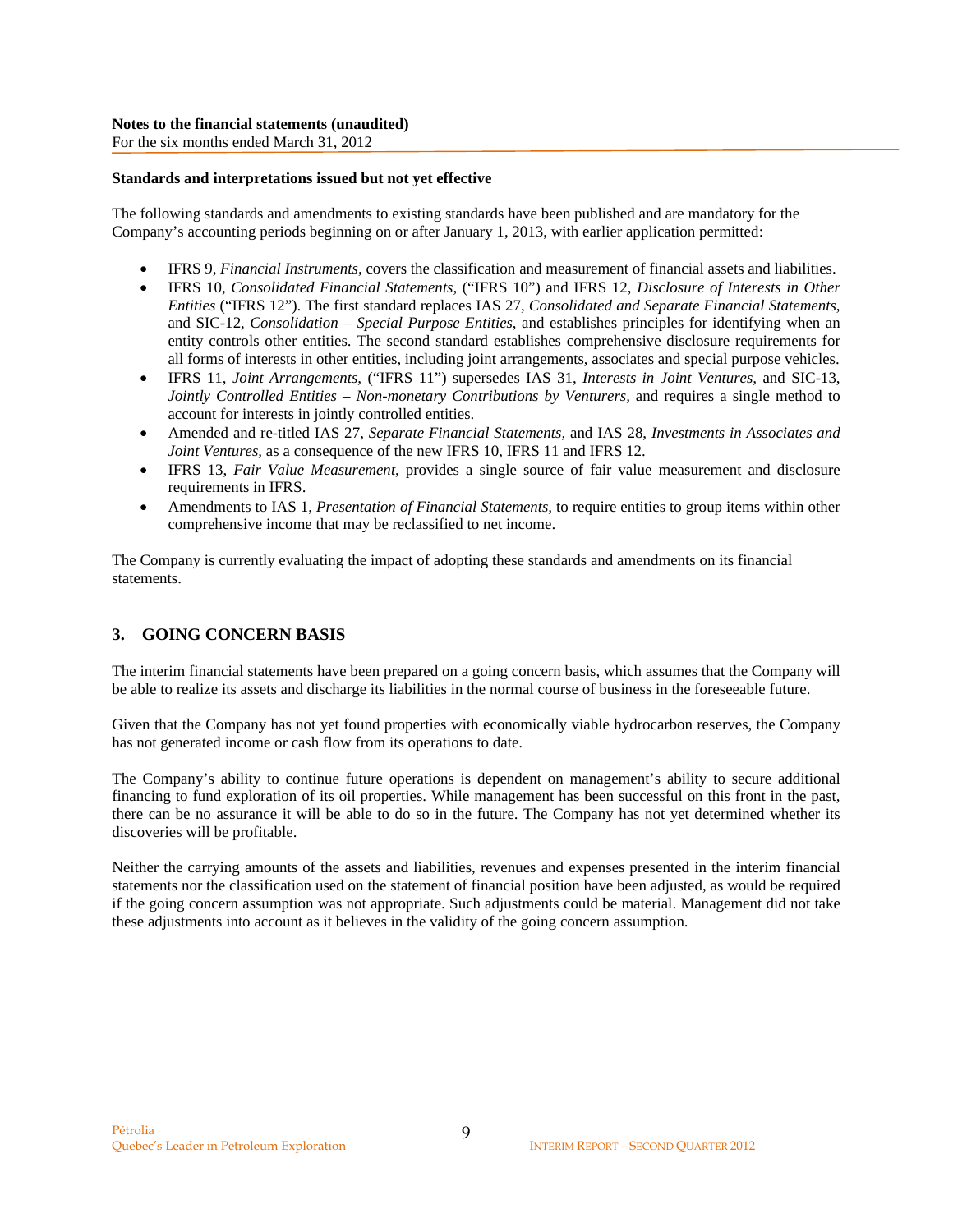**Standards and interpretations issued but not yet effective**

The following standards and amendments to existing standards have been published and are mandatory for the Company's accounting periods beginning on or after January 1, 2013, with earlier application permitted:

- IFRS 9, *Financial Instruments*, covers the classification and measurement of financial assets and liabilities.
- IFRS 10, *Consolidated Financial Statements,* ("IFRS 10") and IFRS 12, *Disclosure of Interests in Other Entities* ("IFRS 12"). The first standard replaces IAS 27, *Consolidated and Separate Financial Statements*, and SIC-12, *Consolidation – Special Purpose Entities*, and establishes principles for identifying when an entity controls other entities. The second standard establishes comprehensive disclosure requirements for all forms of interests in other entities, including joint arrangements, associates and special purpose vehicles.
- IFRS 11, *Joint Arrangements,* ("IFRS 11") supersedes IAS 31, *Interests in Joint Ventures,* and SIC-13, *Jointly Controlled Entities – Non-monetary Contributions by Venturers,* and requires a single method to account for interests in jointly controlled entities.
- Amended and re-titled IAS 27, *Separate Financial Statements,* and IAS 28, *Investments in Associates and Joint Ventures,* as a consequence of the new IFRS 10, IFRS 11 and IFRS 12.
- IFRS 13, *Fair Value Measurement*, provides a single source of fair value measurement and disclosure requirements in IFRS.
- Amendments to IAS 1, *Presentation of Financial Statements,* to require entities to group items within other comprehensive income that may be reclassified to net income.

The Company is currently evaluating the impact of adopting these standards and amendments on its financial statements.

## 3. GOING CONCERN BASIS

The interim financial statements have been prepared on a going concern basis, which assumes that the Company will be able to realize its assets and discharge its liabilities in the normal course of business in the foreseeable future.

Given that the Company has not yet found properties with economically viable hydrocarbon reserves, the Company has not generated income or cash flow from its operations to date.

The Company's ability to continue future operations is dependent on management's ability to secure additional financing to fund exploration of its oil properties. While management has been successful on this front in the past, there can be no assurance it will be able to do so in the future. The Company has not yet determined whether its discoveries will be profitable.

Neither the carrying amounts of the assets and liabilities, revenues and expenses presented in the interim financial statements nor the classification used on the statement of financial position have been adjusted, as would be required if the going concern assumption was not appropriate. Such adjustments could be material. Management did not take these adjustments into account as it believes in the validity of the going concern assumption.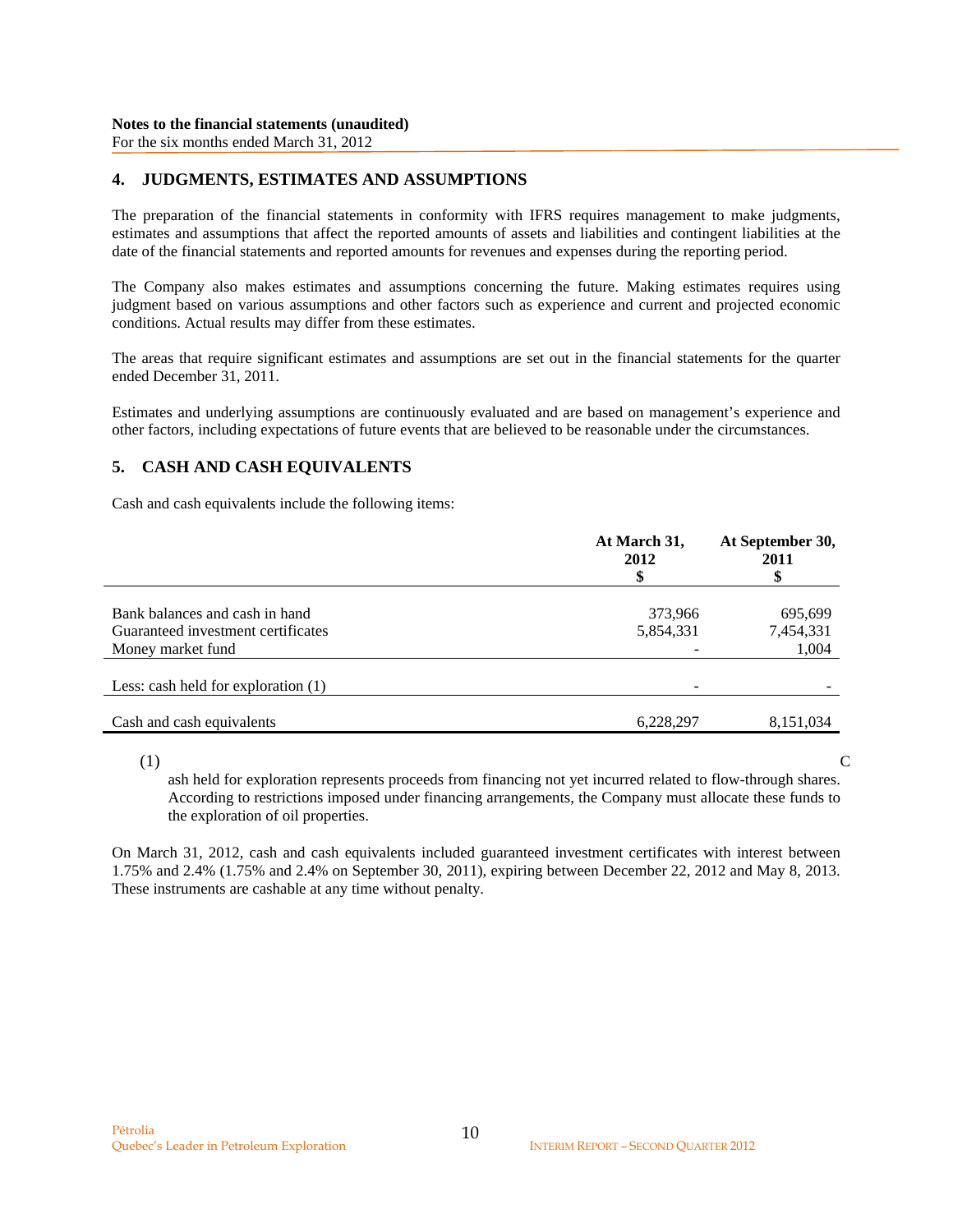**Notes to the financial statements (unaudited)**
For the six months ended March 31, 2012

## 4. JUDGMENTS, ESTIMATES AND ASSUMPTIONS

The preparation of the financial statements in conformity with IFRS requires management to make judgments, estimates and assumptions that affect the reported amounts of assets and liabilities and contingent liabilities at the date of the financial statements and reported amounts for revenues and expenses during the reporting period.

The Company also makes estimates and assumptions concerning the future. Making estimates requires using judgment based on various assumptions and other factors such as experience and current and projected economic conditions. Actual results may differ from these estimates.

The areas that require significant estimates and assumptions are set out in the financial statements for the quarter ended December 31, 2011.

Estimates and underlying assumptions are continuously evaluated and are based on management's experience and other factors, including expectations of future events that are believed to be reasonable under the circumstances.

## 5. CASH AND CASH EQUIVALENTS

Cash and cash equivalents include the following items:

| | At March 31, 2012 $ | At September 30, 2011 $ |
|---|---|---|
| Bank balances and cash in hand | 373,966 | 695,699 |
| Guaranteed investment certificates | 5,854,331 | 7,454,331 |
| Money market fund | - | 1,004 |
| Less: cash held for exploration (1) | - | - |
| Cash and cash equivalents | 6,228,297 | 8,151,034 |

(1) Cash held for exploration represents proceeds from financing not yet incurred related to flow-through shares. According to restrictions imposed under financing arrangements, the Company must allocate these funds to the exploration of oil properties.

On March 31, 2012, cash and cash equivalents included guaranteed investment certificates with interest between 1.75% and 2.4% (1.75% and 2.4% on September 30, 2011), expiring between December 22, 2012 and May 8, 2013. These instruments are cashable at any time without penalty.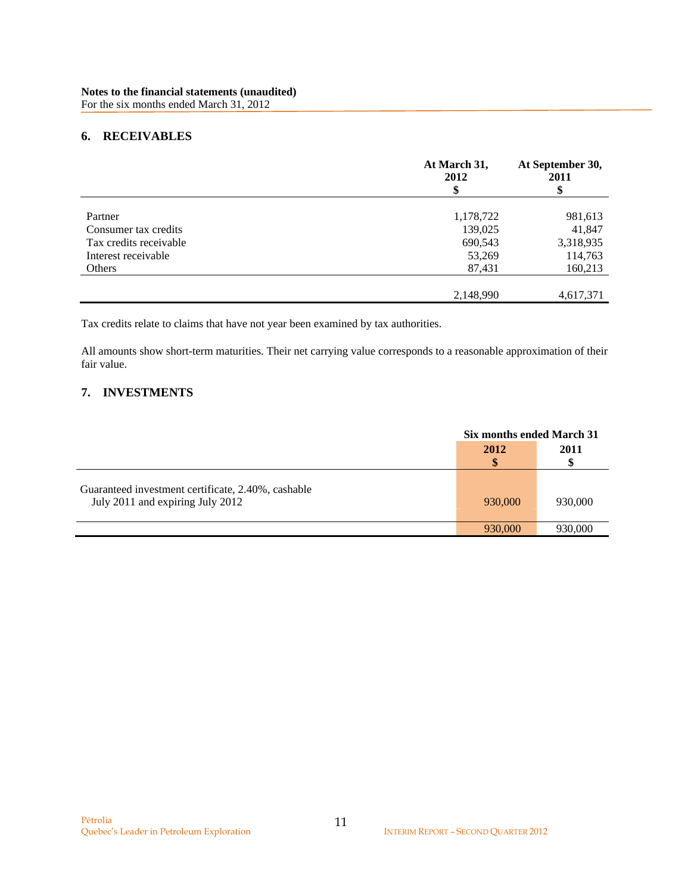**Notes to the financial statements (unaudited)**
For the six months ended March 31, 2012

## 6. RECEIVABLES

| | At March 31, 2012 $ | At September 30, 2011 $ |
|---|---|---|
| Partner | 1,178,722 | 981,613 |
| Consumer tax credits | 139,025 | 41,847 |
| Tax credits receivable | 690,543 | 3,318,935 |
| Interest receivable | 53,269 | 114,763 |
| Others | 87,431 | 160,213 |
| | 2,148,990 | 4,617,371 |

Tax credits relate to claims that have not year been examined by tax authorities.

All amounts show short-term maturities. Their net carrying value corresponds to a reasonable approximation of their fair value.

## 7. INVESTMENTS

| | Six months ended March 31 | |
|---|---|---|
| | 2012 $ | 2011 $ |
| Guaranteed investment certificate, 2.40%, cashable July 2011 and expiring July 2012 | 930,000 | 930,000 |
| | 930,000 | 930,000 |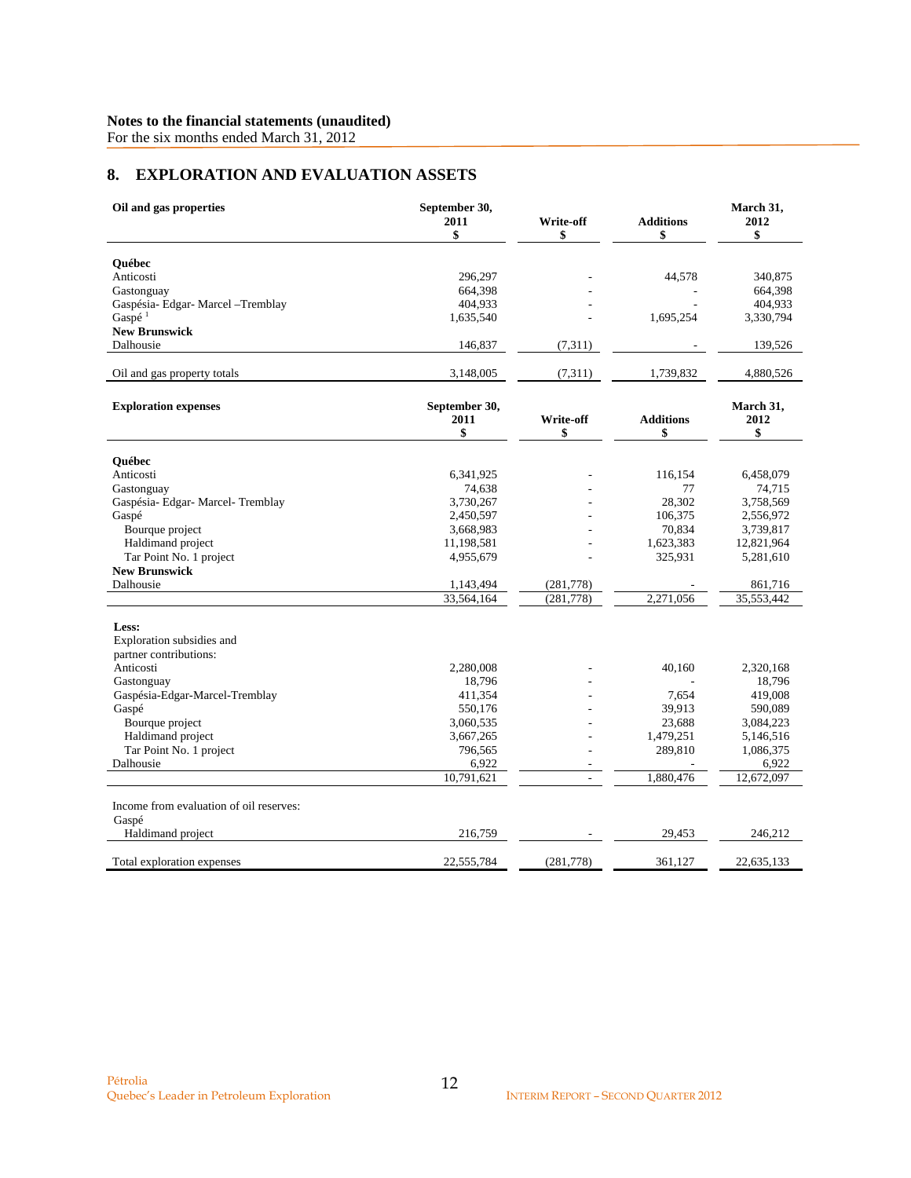**Notes to the financial statements (unaudited)**
For the six months ended March 31, 2012

## 8. EXPLORATION AND EVALUATION ASSETS

| Oil and gas properties | September 30, 2011 $ | Write-off $ | Additions $ | March 31, 2012 $ |
|---|---|---|---|---|
| **Québec** | | | | |
| Anticosti | 296,297 | - | 44,578 | 340,875 |
| Gastonguay | 664,398 | - | - | 664,398 |
| Gaspésia- Edgar- Marcel –Tremblay | 404,933 | - | - | 404,933 |
| Gaspé [1] | 1,635,540 | - | 1,695,254 | 3,330,794 |
| **New Brunswick** | | | | |
| Dalhousie | 146,837 | (7,311) | - | 139,526 |
| Oil and gas property totals | 3,148,005 | (7,311) | 1,739,832 | 4,880,526 |

| Exploration expenses | September 30, 2011 $ | Write-off $ | Additions $ | March 31, 2012 $ |
|---|---|---|---|---|
| **Québec** | | | | |
| Anticosti | 6,341,925 | - | 116,154 | 6,458,079 |
| Gastonguay | 74,638 | - | 77 | 74,715 |
| Gaspésia- Edgar- Marcel- Tremblay | 3,730,267 | - | 28,302 | 3,758,569 |
| Gaspé | 2,450,597 | - | 106,375 | 2,556,972 |
| Bourque project | 3,668,983 | - | 70,834 | 3,739,817 |
| Haldimand project | 11,198,581 | - | 1,623,383 | 12,821,964 |
| Tar Point No. 1 project | 4,955,679 | - | 325,931 | 5,281,610 |
| **New Brunswick** | | | | |
| Dalhousie | 1,143,494 | (281,778) | - | 861,716 |
| | 33,564,164 | (281,778) | 2,271,056 | 35,553,442 |
| **Less:** | | | | |
| Exploration subsidies and partner contributions: | | | | |
| Anticosti | 2,280,008 | - | 40,160 | 2,320,168 |
| Gastonguay | 18,796 | - | - | 18,796 |
| Gaspésia-Edgar-Marcel-Tremblay | 411,354 | - | 7,654 | 419,008 |
| Gaspé | 550,176 | - | 39,913 | 590,089 |
| Bourque project | 3,060,535 | - | 23,688 | 3,084,223 |
| Haldimand project | 3,667,265 | - | 1,479,251 | 5,146,516 |
| Tar Point No. 1 project | 796,565 | - | 289,810 | 1,086,375 |
| Dalhousie | 6,922 | - | - | 6,922 |
| | 10,791,621 | - | 1,880,476 | 12,672,097 |
| Income from evaluation of oil reserves: | | | | |
| Gaspé | | | | |
| Haldimand project | 216,759 | - | 29,453 | 246,212 |
| Total exploration expenses | 22,555,784 | (281,778) | 361,127 | 22,635,133 |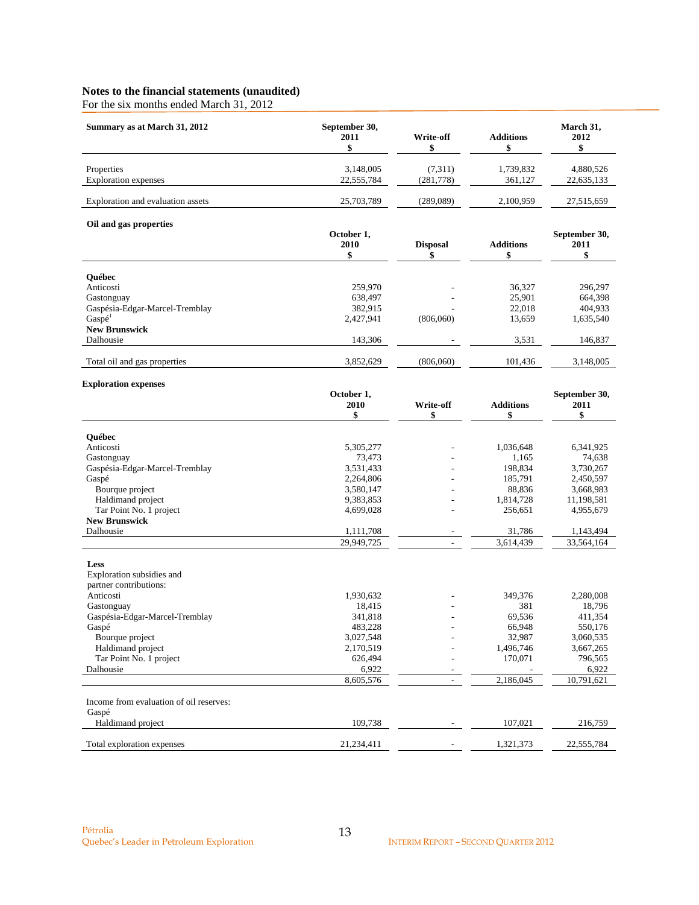**Notes to the financial statements (unaudited)**
For the six months ended March 31, 2012

| Summary as at March 31, 2012 | September 30, 2011 $ | Write-off $ | Additions $ | March 31, 2012 $ |
|---|---|---|---|---|
| Properties | 3,148,005 | (7,311) | 1,739,832 | 4,880,526 |
| Exploration expenses | 22,555,784 | (281,778) | 361,127 | 22,635,133 |
| Exploration and evaluation assets | 25,703,789 | (289,089) | 2,100,959 | 27,515,659 |

**Oil and gas properties**

| | October 1, 2010 $ | Disposal $ | Additions $ | September 30, 2011 $ |
|---|---|---|---|---|
| **Québec** | | | | |
| Anticosti | 259,970 | - | 36,327 | 296,297 |
| Gastonguay | 638,497 | - | 25,901 | 664,398 |
| Gaspésia-Edgar-Marcel-Tremblay | 382,915 | - | 22,018 | 404,933 |
| Gaspé[1] | 2,427,941 | (806,060) | 13,659 | 1,635,540 |
| **New Brunswick** | | | | |
| Dalhousie | 143,306 | - | 3,531 | 146,837 |
| Total oil and gas properties | 3,852,629 | (806,060) | 101,436 | 3,148,005 |

**Exploration expenses**

| | October 1, 2010 $ | Write-off $ | Additions $ | September 30, 2011 $ |
|---|---|---|---|---|
| **Québec** | | | | |
| Anticosti | 5,305,277 | - | 1,036,648 | 6,341,925 |
| Gastonguay | 73,473 | - | 1,165 | 74,638 |
| Gaspésia-Edgar-Marcel-Tremblay | 3,531,433 | - | 198,834 | 3,730,267 |
| Gaspé | 2,264,806 | - | 185,791 | 2,450,597 |
| Bourque project | 3,580,147 | - | 88,836 | 3,668,983 |
| Haldimand project | 9,383,853 | - | 1,814,728 | 11,198,581 |
| Tar Point No. 1 project | 4,699,028 | - | 256,651 | 4,955,679 |
| **New Brunswick** | | | | |
| Dalhousie | 1,111,708 | - | 31,786 | 1,143,494 |
| | 29,949,725 | - | 3,614,439 | 33,564,164 |
| **Less** | | | | |
| Exploration subsidies and partner contributions: | | | | |
| Anticosti | 1,930,632 | - | 349,376 | 2,280,008 |
| Gastonguay | 18,415 | - | 381 | 18,796 |
| Gaspésia-Edgar-Marcel-Tremblay | 341,818 | - | 69,536 | 411,354 |
| Gaspé | 483,228 | - | 66,948 | 550,176 |
| Bourque project | 3,027,548 | - | 32,987 | 3,060,535 |
| Haldimand project | 2,170,519 | - | 1,496,746 | 3,667,265 |
| Tar Point No. 1 project | 626,494 | - | 170,071 | 796,565 |
| Dalhousie | 6,922 | - | - | 6,922 |
| | 8,605,576 | - | 2,186,045 | 10,791,621 |
| Income from evaluation of oil reserves: | | | | |
| Gaspé | | | | |
| Haldimand project | 109,738 | - | 107,021 | 216,759 |
| Total exploration expenses | 21,234,411 | - | 1,321,373 | 22,555,784 |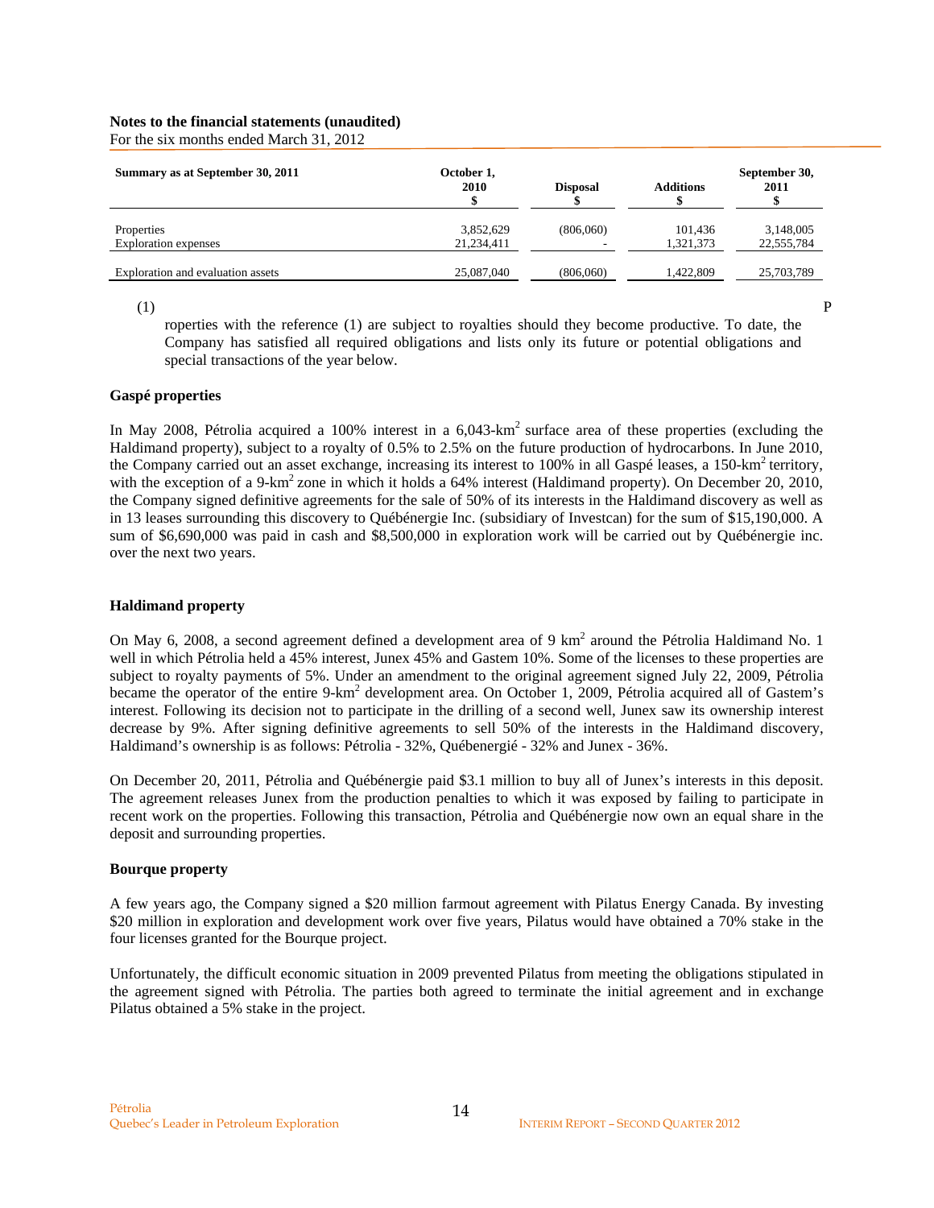**Notes to the financial statements (unaudited)**
For the six months ended March 31, 2012

| Summary as at September 30, 2011 | October 1, 2010 $ | Disposal $ | Additions $ | September 30, 2011 $ |
|---|---|---|---|---|
| Properties | 3,852,629 | (806,060) | 101,436 | 3,148,005 |
| Exploration expenses | 21,234,411 | - | 1,321,373 | 22,555,784 |
| Exploration and evaluation assets | 25,087,040 | (806,060) | 1,422,809 | 25,703,789 |

(1) Properties with the reference (1) are subject to royalties should they become productive. To date, the Company has satisfied all required obligations and lists only its future or potential obligations and special transactions of the year below.

### Gaspé properties

In May 2008, Pétrolia acquired a 100% interest in a 6,043-km$^2$ surface area of these properties (excluding the Haldimand property), subject to a royalty of 0.5% to 2.5% on the future production of hydrocarbons. In June 2010, the Company carried out an asset exchange, increasing its interest to 100% in all Gaspé leases, a 150-km$^2$ territory, with the exception of a 9-km$^2$ zone in which it holds a 64% interest (Haldimand property). On December 20, 2010, the Company signed definitive agreements for the sale of 50% of its interests in the Haldimand discovery as well as in 13 leases surrounding this discovery to Québénergie Inc. (subsidiary of Investcan) for the sum of $15,190,000. A sum of $6,690,000 was paid in cash and $8,500,000 in exploration work will be carried out by Québénergie inc. over the next two years.

### Haldimand property

On May 6, 2008, a second agreement defined a development area of 9 km$^2$ around the Pétrolia Haldimand No. 1 well in which Pétrolia held a 45% interest, Junex 45% and Gastem 10%. Some of the licenses to these properties are subject to royalty payments of 5%. Under an amendment to the original agreement signed July 22, 2009, Pétrolia became the operator of the entire 9-km$^2$ development area. On October 1, 2009, Pétrolia acquired all of Gastem's interest. Following its decision not to participate in the drilling of a second well, Junex saw its ownership interest decrease by 9%. After signing definitive agreements to sell 50% of the interests in the Haldimand discovery, Haldimand's ownership is as follows: Pétrolia - 32%, Québenergié - 32% and Junex - 36%.

On December 20, 2011, Pétrolia and Québénergie paid $3.1 million to buy all of Junex's interests in this deposit. The agreement releases Junex from the production penalties to which it was exposed by failing to participate in recent work on the properties. Following this transaction, Pétrolia and Québénergie now own an equal share in the deposit and surrounding properties.

### Bourque property

A few years ago, the Company signed a $20 million farmout agreement with Pilatus Energy Canada. By investing $20 million in exploration and development work over five years, Pilatus would have obtained a 70% stake in the four licenses granted for the Bourque project.

Unfortunately, the difficult economic situation in 2009 prevented Pilatus from meeting the obligations stipulated in the agreement signed with Pétrolia. The parties both agreed to terminate the initial agreement and in exchange Pilatus obtained a 5% stake in the project.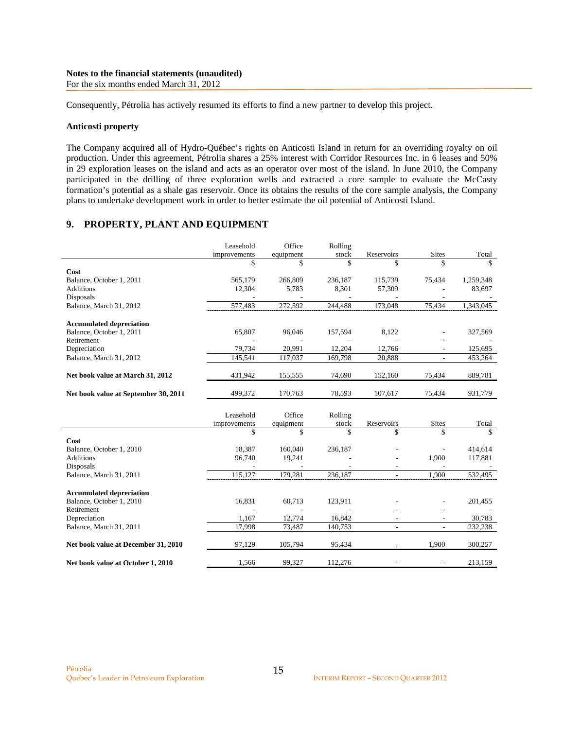Consequently, Pétrolia has actively resumed its efforts to find a new partner to develop this project.

**Anticosti property**

The Company acquired all of Hydro-Québec's rights on Anticosti Island in return for an overriding royalty on oil production. Under this agreement, Pétrolia shares a 25% interest with Corridor Resources Inc. in 6 leases and 50% in 29 exploration leases on the island and acts as an operator over most of the island. In June 2010, the Company participated in the drilling of three exploration wells and extracted a core sample to evaluate the McCasty formation's potential as a shale gas reservoir. Once its obtains the results of the core sample analysis, the Company plans to undertake development work in order to better estimate the oil potential of Anticosti Island.

## 9. PROPERTY, PLANT AND EQUIPMENT

| | Leasehold improvements | Office equipment | Rolling stock | Reservoirs | Sites | Total |
|---|---|---|---|---|---|---|
| | $ | $ | $ | $ | $ | $ |
| **Cost** | | | | | | |
| Balance, October 1, 2011 | 565,179 | 266,809 | 236,187 | 115,739 | 75,434 | 1,259,348 |
| Additions | 12,304 | 5,783 | 8,301 | 57,309 | - | 83,697 |
| Disposals | - | - | - | - | - | - |
| Balance, March 31, 2012 | 577,483 | 272,592 | 244,488 | 173,048 | 75,434 | 1,343,045 |
| **Accumulated depreciation** | | | | | | |
| Balance, October 1, 2011 | 65,807 | 96,046 | 157,594 | 8,122 | - | 327,569 |
| Retirement | - | - | - | - | - | - |
| Depreciation | 79,734 | 20,991 | 12,204 | 12,766 | - | 125,695 |
| Balance, March 31, 2012 | 145,541 | 117,037 | 169,798 | 20,888 | - | 453,264 |
| **Net book value at March 31, 2012** | 431,942 | 155,555 | 74,690 | 152,160 | 75,434 | 889,781 |
| **Net book value at September 30, 2011** | 499,372 | 170,763 | 78,593 | 107,617 | 75,434 | 931,779 |

| | Leasehold improvements | Office equipment | Rolling stock | Reservoirs | Sites | Total |
|---|---|---|---|---|---|---|
| | $ | $ | $ | $ | $ | $ |
| **Cost** | | | | | | |
| Balance, October 1, 2010 | 18,387 | 160,040 | 236,187 | - | - | 414,614 |
| Additions | 96,740 | 19,241 | - | - | 1,900 | 117,881 |
| Disposals | - | - | - | - | - | - |
| Balance, March 31, 2011 | 115,127 | 179,281 | 236,187 | - | 1,900 | 532,495 |
| **Accumulated depreciation** | | | | | | |
| Balance, October 1, 2010 | 16,831 | 60,713 | 123,911 | - | - | 201,455 |
| Retirement | - | - | - | - | - | - |
| Depreciation | 1,167 | 12,774 | 16,842 | - | - | 30,783 |
| Balance, March 31, 2011 | 17,998 | 73,487 | 140,753 | - | - | 232,238 |
| **Net book value at December 31, 2010** | 97,129 | 105,794 | 95,434 | - | 1,900 | 300,257 |
| **Net book value at October 1, 2010** | 1,566 | 99,327 | 112,276 | - | - | 213,159 |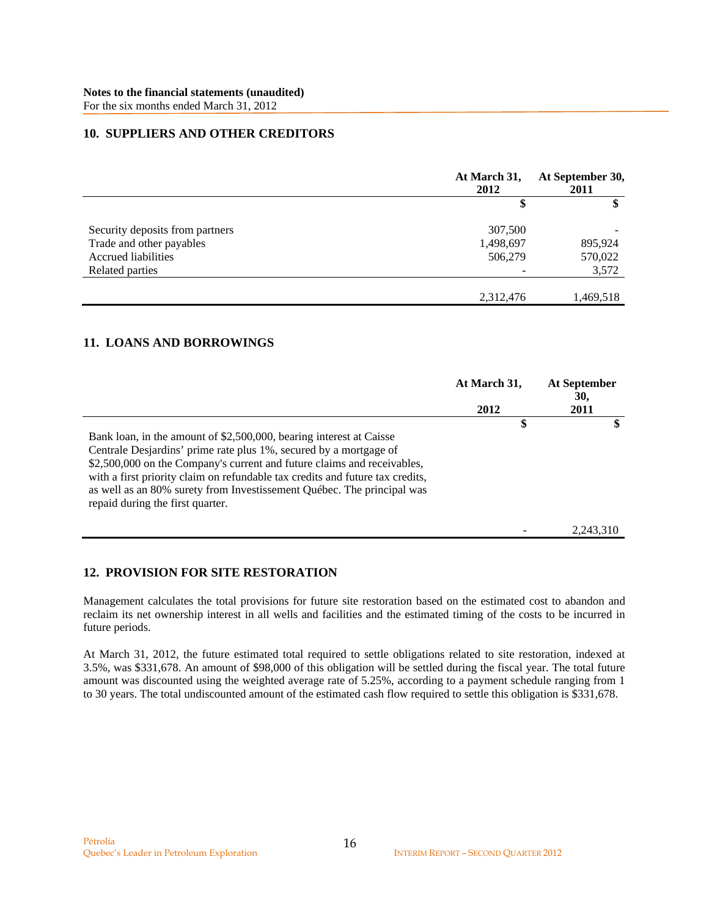**Notes to the financial statements (unaudited)**
For the six months ended March 31, 2012

## 10. SUPPLIERS AND OTHER CREDITORS

| | At March 31, 2012 | At September 30, 2011 |
|---|---|---|
| | $ | $ |
| Security deposits from partners | 307,500 | - |
| Trade and other payables | 1,498,697 | 895,924 |
| Accrued liabilities | 506,279 | 570,022 |
| Related parties | - | 3,572 |
| | 2,312,476 | 1,469,518 |

## 11. LOANS AND BORROWINGS

| | At March 31, 2012 | At September 30, 2011 |
|---|---|---|
| | $ | $ |
| Bank loan, in the amount of $2,500,000, bearing interest at Caisse Centrale Desjardins' prime rate plus 1%, secured by a mortgage of $2,500,000 on the Company's current and future claims and receivables, with a first priority claim on refundable tax credits and future tax credits, as well as an 80% surety from Investissement Québec. The principal was repaid during the first quarter. | | |
| | - | 2,243,310 |

## 12. PROVISION FOR SITE RESTORATION

Management calculates the total provisions for future site restoration based on the estimated cost to abandon and reclaim its net ownership interest in all wells and facilities and the estimated timing of the costs to be incurred in future periods.

At March 31, 2012, the future estimated total required to settle obligations related to site restoration, indexed at 3.5%, was $331,678. An amount of $98,000 of this obligation will be settled during the fiscal year. The total future amount was discounted using the weighted average rate of 5.25%, according to a payment schedule ranging from 1 to 30 years. The total undiscounted amount of the estimated cash flow required to settle this obligation is $331,678.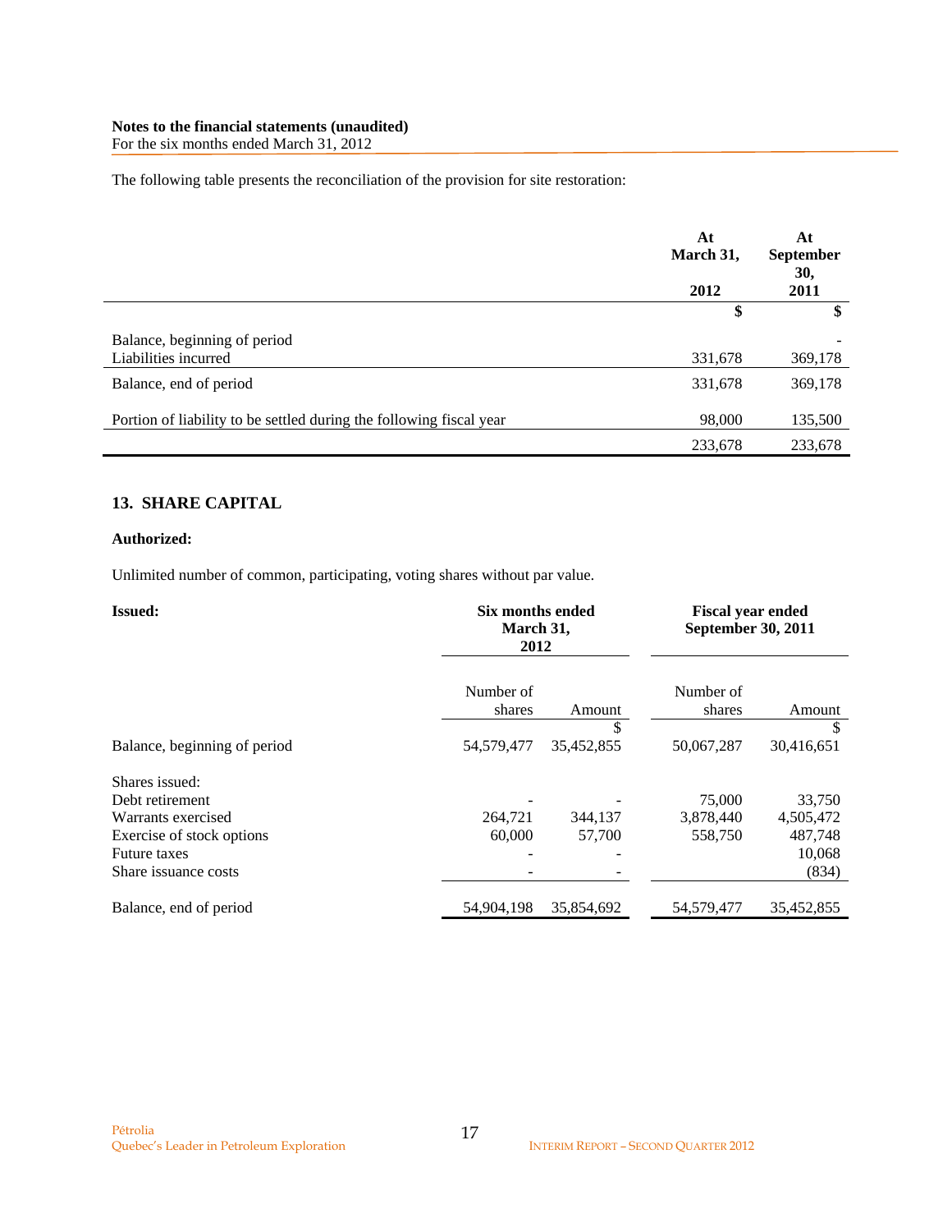The following table presents the reconciliation of the provision for site restoration:

| | At March 31, 2012 | At September 30, 2011 |
|---|---|---|
| | $ | $ |
| Balance, beginning of period | | - |
| Liabilities incurred | 331,678 | 369,178 |
| Balance, end of period | 331,678 | 369,178 |
| Portion of liability to be settled during the following fiscal year | 98,000 | 135,500 |
| | 233,678 | 233,678 |

## 13. SHARE CAPITAL

**Authorized:**

Unlimited number of common, participating, voting shares without par value.

| **Issued:** | **Six months ended March 31, 2012** | | **Fiscal year ended September 30, 2011** | |
|---|---|---|---|---|
| | Number of shares | Amount | Number of shares | Amount |
| | | $ | | $ |
| Balance, beginning of period | 54,579,477 | 35,452,855 | 50,067,287 | 30,416,651 |
| Shares issued: | | | | |
| Debt retirement | - | - | 75,000 | 33,750 |
| Warrants exercised | 264,721 | 344,137 | 3,878,440 | 4,505,472 |
| Exercise of stock options | 60,000 | 57,700 | 558,750 | 487,748 |
| Future taxes | - | - | | 10,068 |
| Share issuance costs | - | - | | (834) |
| Balance, end of period | 54,904,198 | 35,854,692 | 54,579,477 | 35,452,855 |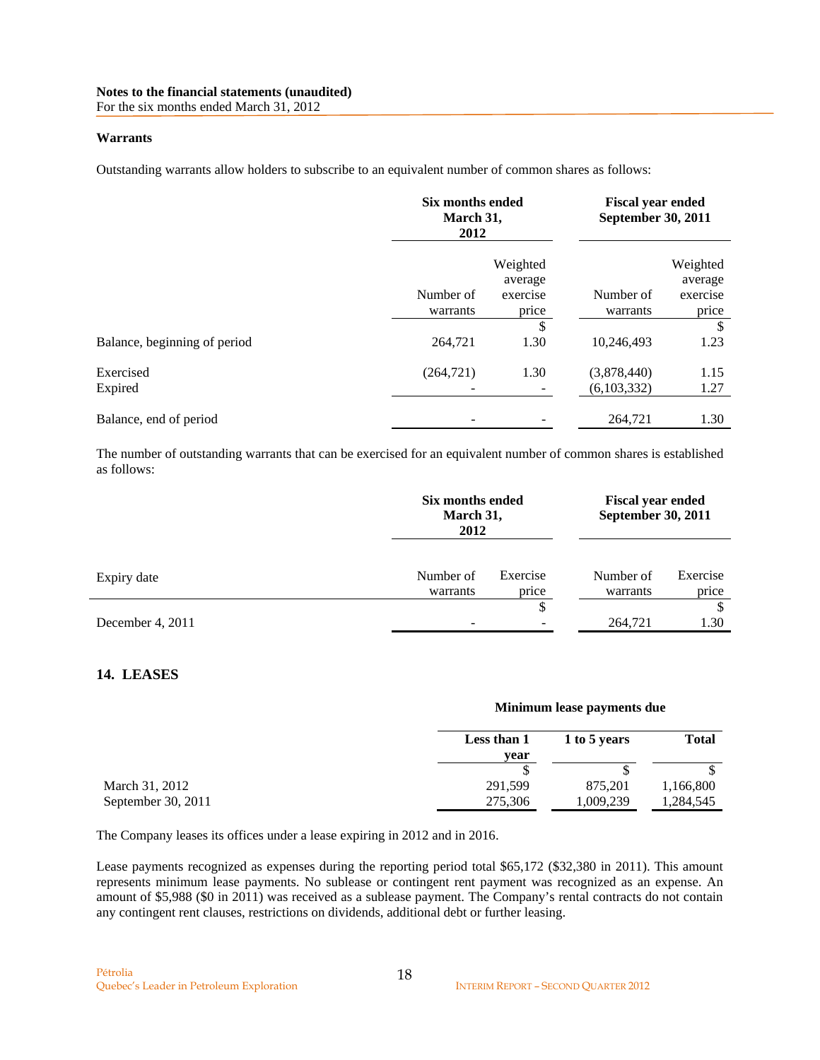**Notes to the financial statements (unaudited)**
For the six months ended March 31, 2012

**Warrants**

Outstanding warrants allow holders to subscribe to an equivalent number of common shares as follows:

| | Six months ended March 31, 2012 | | Fiscal year ended September 30, 2011 | |
|---|---|---|---|---|
| | Number of warrants | Weighted average exercise price | Number of warrants | Weighted average exercise price |
| | | $ | | $ |
| Balance, beginning of period | 264,721 | 1.30 | 10,246,493 | 1.23 |
| Exercised | (264,721) | 1.30 | (3,878,440) | 1.15 |
| Expired | - | - | (6,103,332) | 1.27 |
| Balance, end of period | - | - | 264,721 | 1.30 |

The number of outstanding warrants that can be exercised for an equivalent number of common shares is established as follows:

| | Six months ended March 31, 2012 | | Fiscal year ended September 30, 2011 | |
|---|---|---|---|---|
| Expiry date | Number of warrants | Exercise price | Number of warrants | Exercise price |
| | | $ | | $ |
| December 4, 2011 | - | - | 264,721 | 1.30 |

## 14. LEASES

| | Minimum lease payments due | | |
|---|---|---|---|
| | Less than 1 year | 1 to 5 years | Total |
| | $ | $ | $ |
| March 31, 2012 | 291,599 | 875,201 | 1,166,800 |
| September 30, 2011 | 275,306 | 1,009,239 | 1,284,545 |

The Company leases its offices under a lease expiring in 2012 and in 2016.

Lease payments recognized as expenses during the reporting period total $65,172 ($32,380 in 2011). This amount represents minimum lease payments. No sublease or contingent rent payment was recognized as an expense. An amount of $5,988 ($0 in 2011) was received as a sublease payment. The Company's rental contracts do not contain any contingent rent clauses, restrictions on dividends, additional debt or further leasing.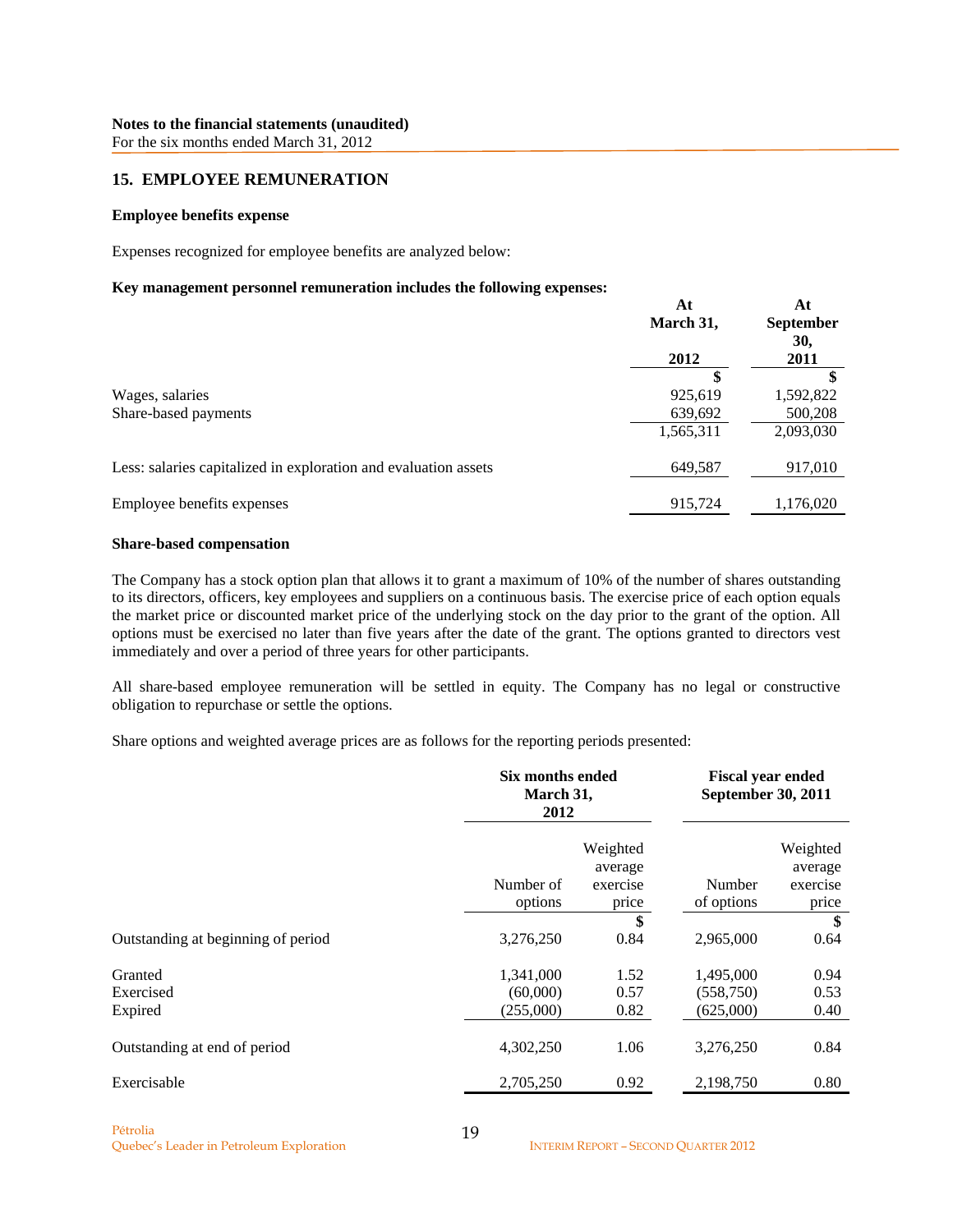Notes to the financial statements (unaudited)
For the six months ended March 31, 2012

## 15. EMPLOYEE REMUNERATION

**Employee benefits expense**

Expenses recognized for employee benefits are analyzed below:

**Key management personnel remuneration includes the following expenses:**

| | At March 31, 2012 | At September 30, 2011 |
|---|---|---|
| | $ | $ |
| Wages, salaries | 925,619 | 1,592,822 |
| Share-based payments | 639,692 | 500,208 |
| | 1,565,311 | 2,093,030 |
| Less: salaries capitalized in exploration and evaluation assets | 649,587 | 917,010 |
| Employee benefits expenses | 915,724 | 1,176,020 |

**Share-based compensation**

The Company has a stock option plan that allows it to grant a maximum of 10% of the number of shares outstanding to its directors, officers, key employees and suppliers on a continuous basis. The exercise price of each option equals the market price or discounted market price of the underlying stock on the day prior to the grant of the option. All options must be exercised no later than five years after the date of the grant. The options granted to directors vest immediately and over a period of three years for other participants.

All share-based employee remuneration will be settled in equity. The Company has no legal or constructive obligation to repurchase or settle the options.

Share options and weighted average prices are as follows for the reporting periods presented:

| | Six months ended March 31, 2012 | | Fiscal year ended September 30, 2011 | |
|---|---|---|---|---|
| | Number of options | Weighted average exercise price | Number of options | Weighted average exercise price |
| | | $ | | $ |
| Outstanding at beginning of period | 3,276,250 | 0.84 | 2,965,000 | 0.64 |
| Granted | 1,341,000 | 1.52 | 1,495,000 | 0.94 |
| Exercised | (60,000) | 0.57 | (558,750) | 0.53 |
| Expired | (255,000) | 0.82 | (625,000) | 0.40 |
| Outstanding at end of period | 4,302,250 | 1.06 | 3,276,250 | 0.84 |
| Exercisable | 2,705,250 | 0.92 | 2,198,750 | 0.80 |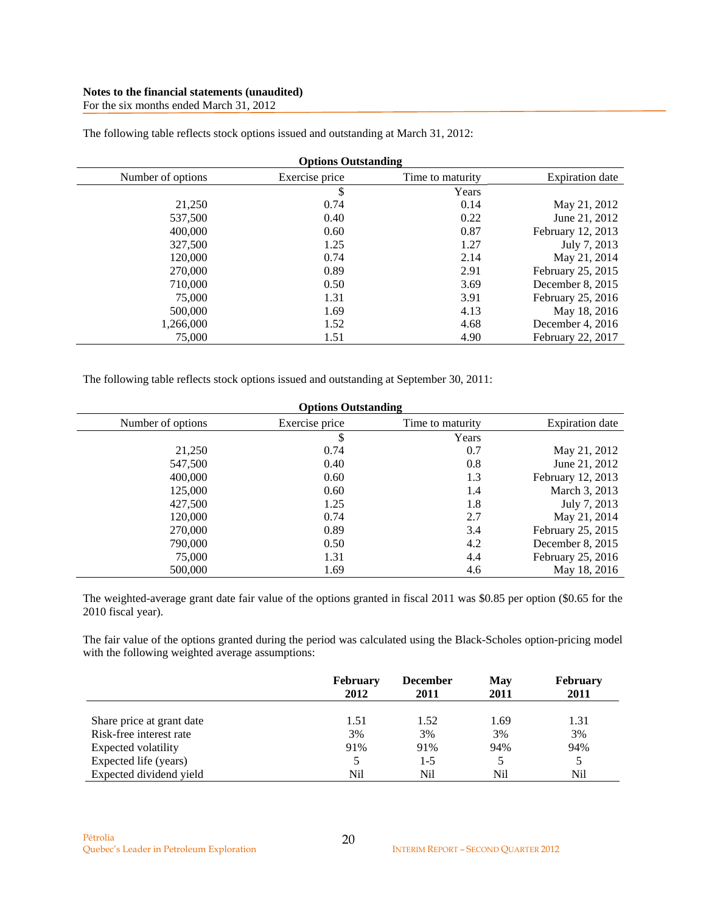**Notes to the financial statements (unaudited)**
For the six months ended March 31, 2012

The following table reflects stock options issued and outstanding at March 31, 2012:

| Options Outstanding | | | |
|---|---|---|---|
| Number of options | Exercise price | Time to maturity | Expiration date |
| | $ | Years | |
| 21,250 | 0.74 | 0.14 | May 21, 2012 |
| 537,500 | 0.40 | 0.22 | June 21, 2012 |
| 400,000 | 0.60 | 0.87 | February 12, 2013 |
| 327,500 | 1.25 | 1.27 | July 7, 2013 |
| 120,000 | 0.74 | 2.14 | May 21, 2014 |
| 270,000 | 0.89 | 2.91 | February 25, 2015 |
| 710,000 | 0.50 | 3.69 | December 8, 2015 |
| 75,000 | 1.31 | 3.91 | February 25, 2016 |
| 500,000 | 1.69 | 4.13 | May 18, 2016 |
| 1,266,000 | 1.52 | 4.68 | December 4, 2016 |
| 75,000 | 1.51 | 4.90 | February 22, 2017 |

The following table reflects stock options issued and outstanding at September 30, 2011:

| Options Outstanding | | | |
|---|---|---|---|
| Number of options | Exercise price | Time to maturity | Expiration date |
| | $ | Years | |
| 21,250 | 0.74 | 0.7 | May 21, 2012 |
| 547,500 | 0.40 | 0.8 | June 21, 2012 |
| 400,000 | 0.60 | 1.3 | February 12, 2013 |
| 125,000 | 0.60 | 1.4 | March 3, 2013 |
| 427,500 | 1.25 | 1.8 | July 7, 2013 |
| 120,000 | 0.74 | 2.7 | May 21, 2014 |
| 270,000 | 0.89 | 3.4 | February 25, 2015 |
| 790,000 | 0.50 | 4.2 | December 8, 2015 |
| 75,000 | 1.31 | 4.4 | February 25, 2016 |
| 500,000 | 1.69 | 4.6 | May 18, 2016 |

The weighted-average grant date fair value of the options granted in fiscal 2011 was $0.85 per option ($0.65 for the 2010 fiscal year).

The fair value of the options granted during the period was calculated using the Black-Scholes option-pricing model with the following weighted average assumptions:

| | **February 2012** | **December 2011** | **May 2011** | **February 2011** |
|---|---|---|---|---|
| Share price at grant date | 1.51 | 1.52 | 1.69 | 1.31 |
| Risk-free interest rate | 3% | 3% | 3% | 3% |
| Expected volatility | 91% | 91% | 94% | 94% |
| Expected life (years) | 5 | 1-5 | 5 | 5 |
| Expected dividend yield | Nil | Nil | Nil | Nil |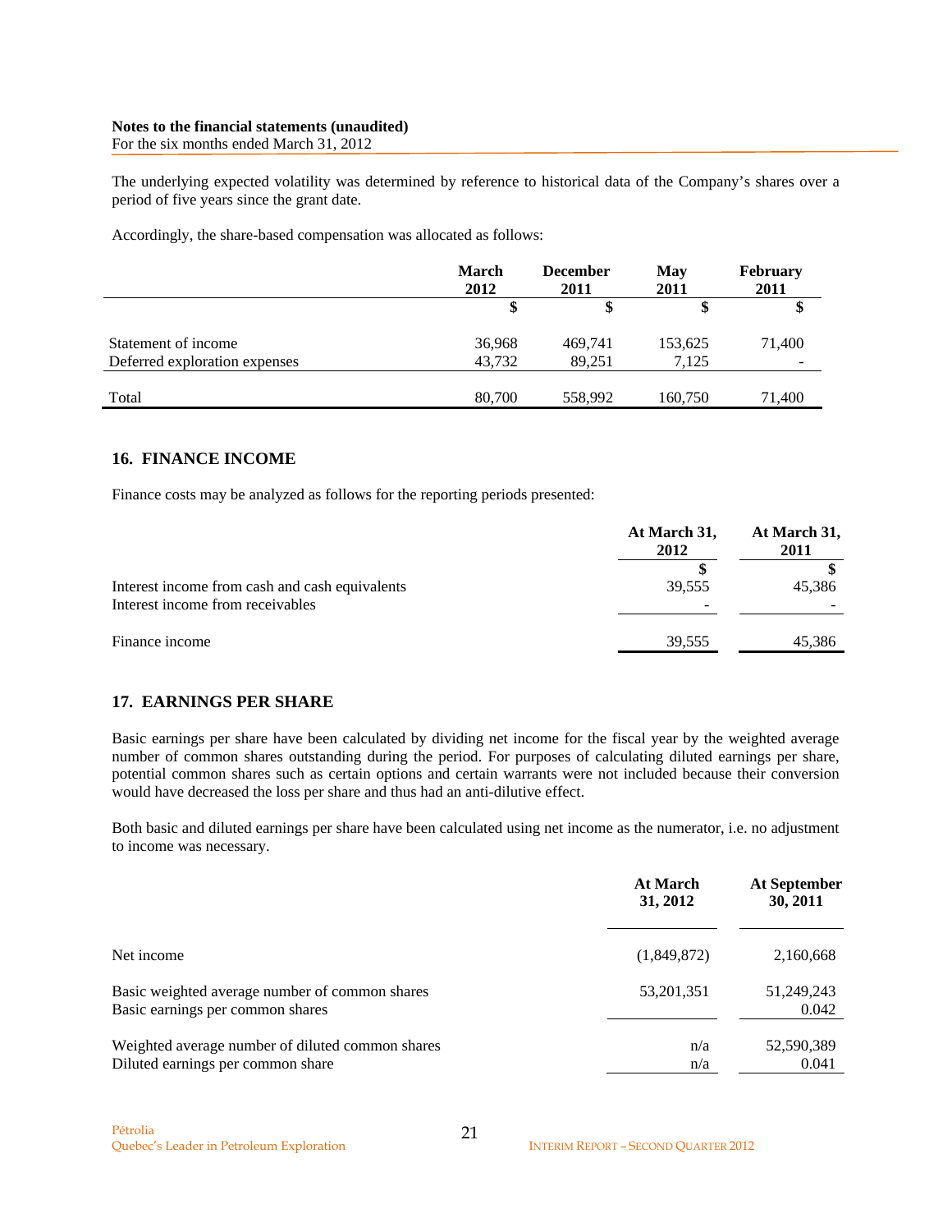The underlying expected volatility was determined by reference to historical data of the Company's shares over a period of five years since the grant date.

Accordingly, the share-based compensation was allocated as follows:

| | March 2012 | December 2011 | May 2011 | February 2011 |
|---|---|---|---|---|
| | $ | $ | $ | $ |
| Statement of income | 36,968 | 469,741 | 153,625 | 71,400 |
| Deferred exploration expenses | 43,732 | 89,251 | 7,125 | - |
| Total | 80,700 | 558,992 | 160,750 | 71,400 |

## 16. FINANCE INCOME

Finance costs may be analyzed as follows for the reporting periods presented:

| | At March 31, 2012 | At March 31, 2011 |
|---|---|---|
| | $ | $ |
| Interest income from cash and cash equivalents | 39,555 | 45,386 |
| Interest income from receivables | - | - |
| Finance income | 39,555 | 45,386 |

## 17. EARNINGS PER SHARE

Basic earnings per share have been calculated by dividing net income for the fiscal year by the weighted average number of common shares outstanding during the period. For purposes of calculating diluted earnings per share, potential common shares such as certain options and certain warrants were not included because their conversion would have decreased the loss per share and thus had an anti-dilutive effect.

Both basic and diluted earnings per share have been calculated using net income as the numerator, i.e. no adjustment to income was necessary.

| | At March 31, 2012 | At September 30, 2011 |
|---|---|---|
| Net income | (1,849,872) | 2,160,668 |
| Basic weighted average number of common shares | 53,201,351 | 51,249,243 |
| Basic earnings per common shares | | 0.042 |
| Weighted average number of diluted common shares | n/a | 52,590,389 |
| Diluted earnings per common share | n/a | 0.041 |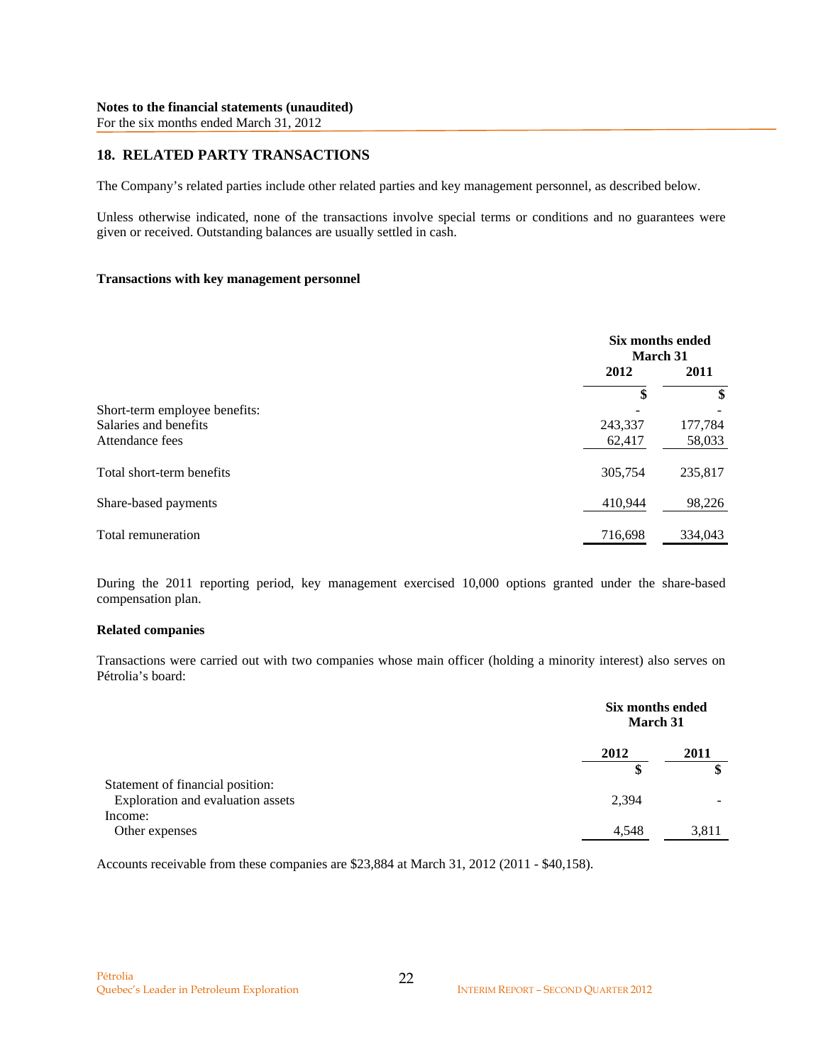**Notes to the financial statements (unaudited)**
For the six months ended March 31, 2012

## 18. RELATED PARTY TRANSACTIONS

The Company's related parties include other related parties and key management personnel, as described below.

Unless otherwise indicated, none of the transactions involve special terms or conditions and no guarantees were given or received. Outstanding balances are usually settled in cash.

### Transactions with key management personnel

| | Six months ended March 31 | |
|---|---|---|
| | 2012 | 2011 |
| | $ | $ |
| Short-term employee benefits: | - | - |
| Salaries and benefits | 243,337 | 177,784 |
| Attendance fees | 62,417 | 58,033 |
| Total short-term benefits | 305,754 | 235,817 |
| Share-based payments | 410,944 | 98,226 |
| Total remuneration | 716,698 | 334,043 |

During the 2011 reporting period, key management exercised 10,000 options granted under the share-based compensation plan.

### Related companies

Transactions were carried out with two companies whose main officer (holding a minority interest) also serves on Pétrolia's board:

| | Six months ended March 31 | |
|---|---|---|
| | 2012 | 2011 |
| | $ | $ |
| Statement of financial position: | | |
| Exploration and evaluation assets | 2,394 | - |
| Income: | | |
| Other expenses | 4,548 | 3,811 |

Accounts receivable from these companies are $23,884 at March 31, 2012 (2011 - $40,158).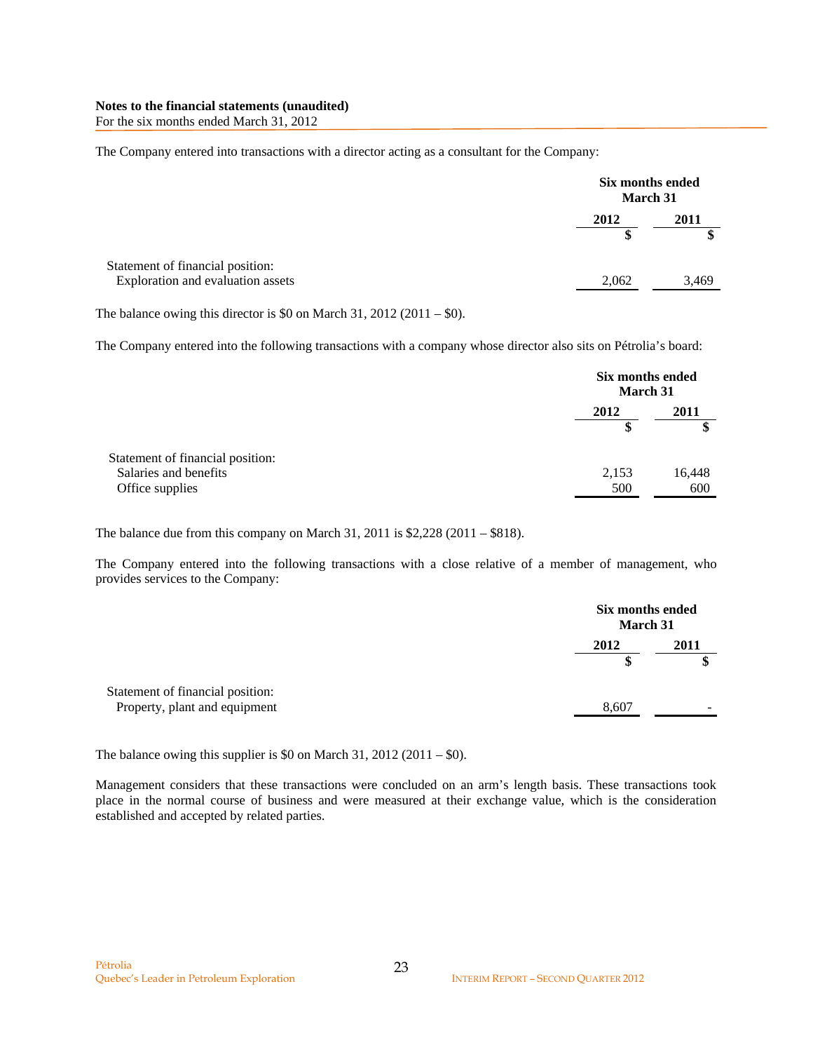**Notes to the financial statements (unaudited)**
For the six months ended March 31, 2012

The Company entered into transactions with a director acting as a consultant for the Company:

| | Six months ended March 31 | |
|---|---|---|
| | 2012 | 2011 |
| | $ | $ |
| Statement of financial position: | | |
| Exploration and evaluation assets | 2,062 | 3,469 |

The balance owing this director is $0 on March 31, 2012 (2011 – $0).

The Company entered into the following transactions with a company whose director also sits on Pétrolia's board:

| | Six months ended March 31 | |
|---|---|---|
| | 2012 | 2011 |
| | $ | $ |
| Statement of financial position: | | |
| Salaries and benefits | 2,153 | 16,448 |
| Office supplies | 500 | 600 |

The balance due from this company on March 31, 2011 is $2,228 (2011 – $818).

The Company entered into the following transactions with a close relative of a member of management, who provides services to the Company:

| | Six months ended March 31 | |
|---|---|---|
| | 2012 | 2011 |
| | $ | $ |
| Statement of financial position: | | |
| Property, plant and equipment | 8,607 | - |

The balance owing this supplier is $0 on March 31, 2012 (2011 – $0).

Management considers that these transactions were concluded on an arm's length basis. These transactions took place in the normal course of business and were measured at their exchange value, which is the consideration established and accepted by related parties.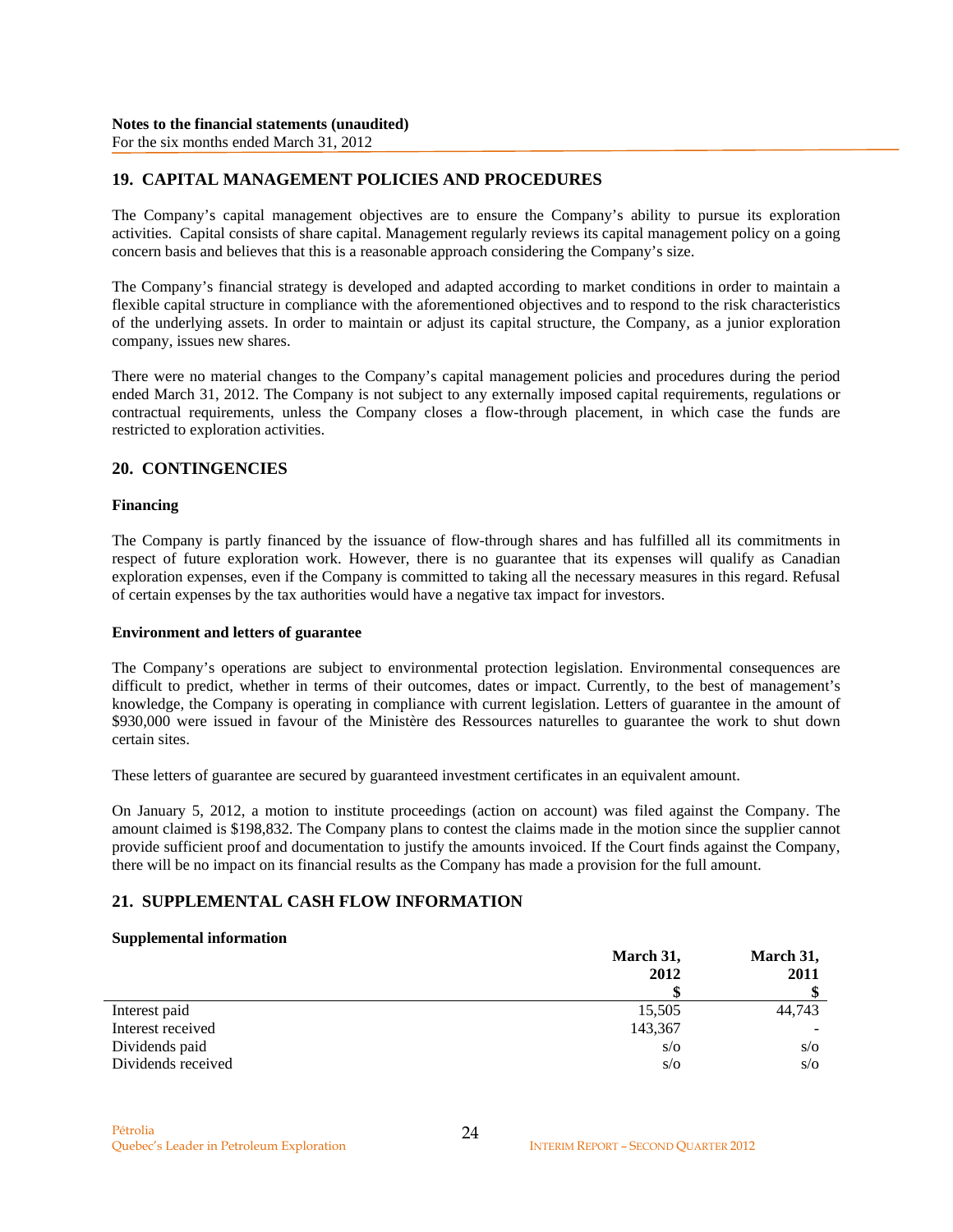**Notes to the financial statements (unaudited)**
For the six months ended March 31, 2012

## 19. CAPITAL MANAGEMENT POLICIES AND PROCEDURES

The Company's capital management objectives are to ensure the Company's ability to pursue its exploration activities. Capital consists of share capital. Management regularly reviews its capital management policy on a going concern basis and believes that this is a reasonable approach considering the Company's size.

The Company's financial strategy is developed and adapted according to market conditions in order to maintain a flexible capital structure in compliance with the aforementioned objectives and to respond to the risk characteristics of the underlying assets. In order to maintain or adjust its capital structure, the Company, as a junior exploration company, issues new shares.

There were no material changes to the Company's capital management policies and procedures during the period ended March 31, 2012. The Company is not subject to any externally imposed capital requirements, regulations or contractual requirements, unless the Company closes a flow-through placement, in which case the funds are restricted to exploration activities.

## 20. CONTINGENCIES

### Financing

The Company is partly financed by the issuance of flow-through shares and has fulfilled all its commitments in respect of future exploration work. However, there is no guarantee that its expenses will qualify as Canadian exploration expenses, even if the Company is committed to taking all the necessary measures in this regard. Refusal of certain expenses by the tax authorities would have a negative tax impact for investors.

### Environment and letters of guarantee

The Company's operations are subject to environmental protection legislation. Environmental consequences are difficult to predict, whether in terms of their outcomes, dates or impact. Currently, to the best of management's knowledge, the Company is operating in compliance with current legislation. Letters of guarantee in the amount of $930,000 were issued in favour of the Ministère des Ressources naturelles to guarantee the work to shut down certain sites.

These letters of guarantee are secured by guaranteed investment certificates in an equivalent amount.

On January 5, 2012, a motion to institute proceedings (action on account) was filed against the Company. The amount claimed is $198,832. The Company plans to contest the claims made in the motion since the supplier cannot provide sufficient proof and documentation to justify the amounts invoiced. If the Court finds against the Company, there will be no impact on its financial results as the Company has made a provision for the full amount.

## 21. SUPPLEMENTAL CASH FLOW INFORMATION

### Supplemental information

| | March 31, 2012 $ | March 31, 2011 $ |
|---|---|---|
| Interest paid | 15,505 | 44,743 |
| Interest received | 143,367 | - |
| Dividends paid | s/o | s/o |
| Dividends received | s/o | s/o |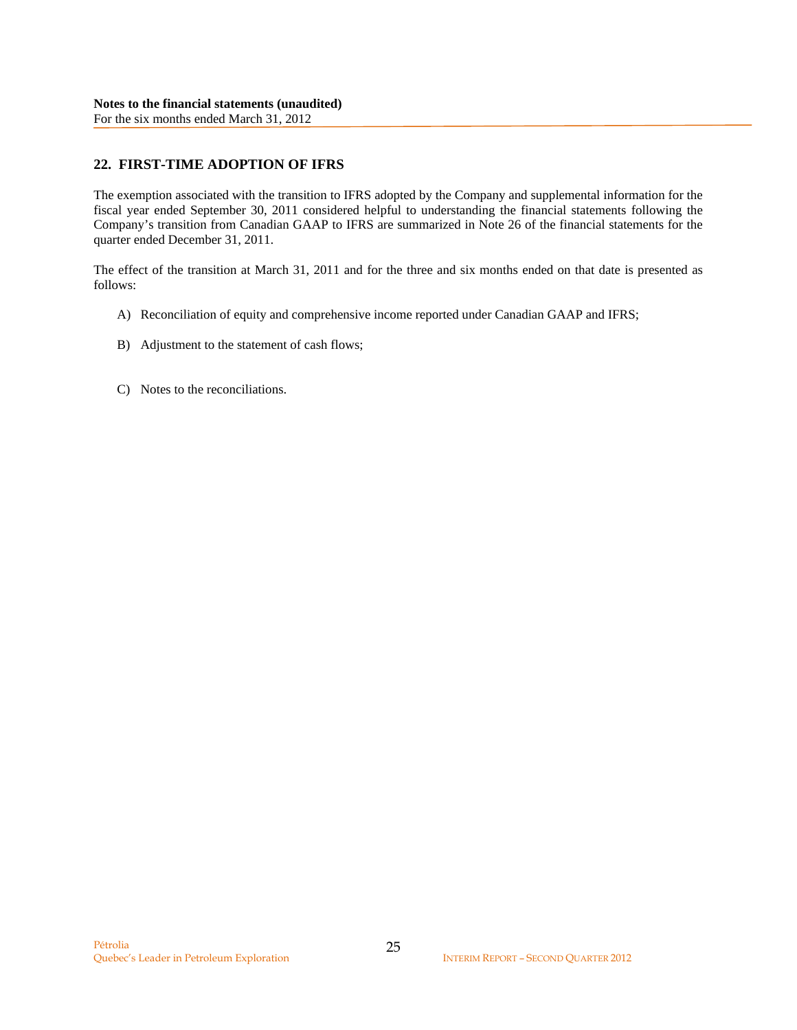## 22. FIRST-TIME ADOPTION OF IFRS

The exemption associated with the transition to IFRS adopted by the Company and supplemental information for the fiscal year ended September 30, 2011 considered helpful to understanding the financial statements following the Company's transition from Canadian GAAP to IFRS are summarized in Note 26 of the financial statements for the quarter ended December 31, 2011.

The effect of the transition at March 31, 2011 and for the three and six months ended on that date is presented as follows:

A) Reconciliation of equity and comprehensive income reported under Canadian GAAP and IFRS;

B) Adjustment to the statement of cash flows;

C) Notes to the reconciliations.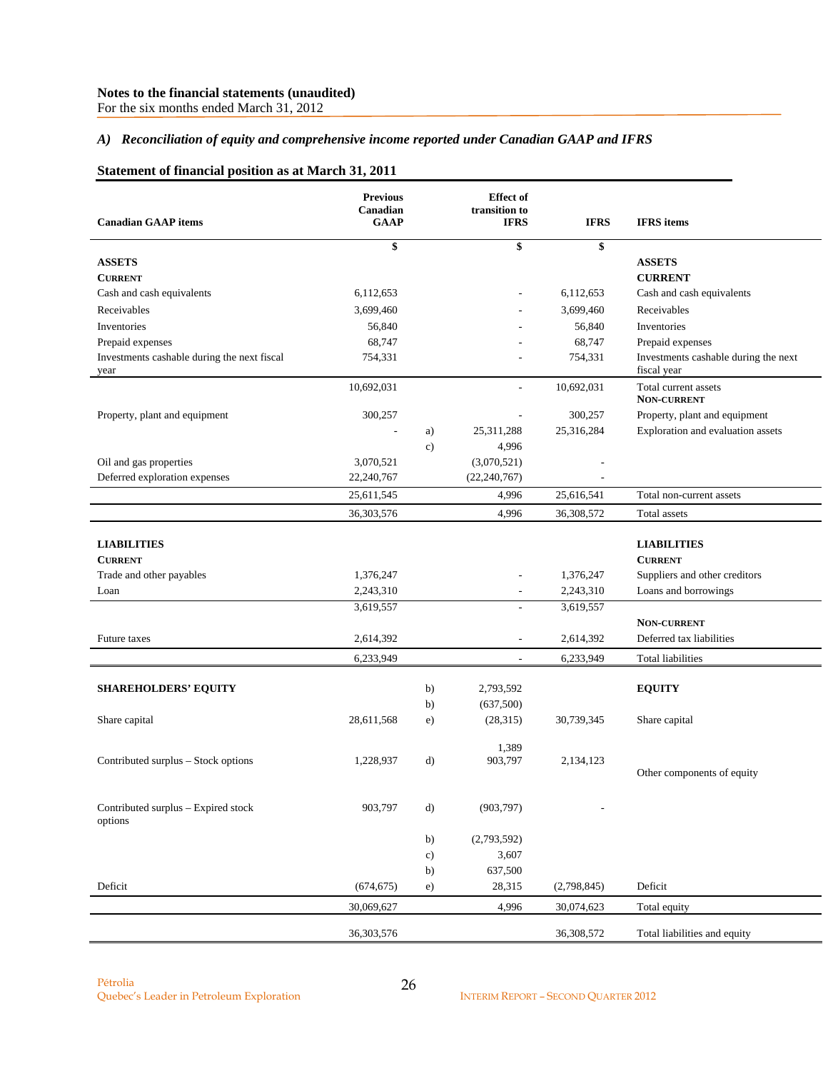**Notes to the financial statements (unaudited)**
For the six months ended March 31, 2012

### *A) Reconciliation of equity and comprehensive income reported under Canadian GAAP and IFRS*

**Statement of financial position as at March 31, 2011**

| Canadian GAAP items | Previous Canadian GAAP | | Effect of transition to IFRS | IFRS | IFRS items |
|---|---|---|---|---|---|
| | $ | | $ | $ | |
| **ASSETS** | | | | | **ASSETS** |
| **CURRENT** | | | | | **CURRENT** |
| Cash and cash equivalents | 6,112,653 | | - | 6,112,653 | Cash and cash equivalents |
| Receivables | 3,699,460 | | - | 3,699,460 | Receivables |
| Inventories | 56,840 | | - | 56,840 | Inventories |
| Prepaid expenses | 68,747 | | - | 68,747 | Prepaid expenses |
| Investments cashable during the next fiscal year | 754,331 | | - | 754,331 | Investments cashable during the next fiscal year |
| | 10,692,031 | | - | 10,692,031 | Total current assets |
| | | | | | **NON-CURRENT** |
| Property, plant and equipment | 300,257 | | - | 300,257 | Property, plant and equipment |
| | - | a) | 25,311,288 | 25,316,284 | Exploration and evaluation assets |
| | | c) | 4,996 | | |
| Oil and gas properties | 3,070,521 | | (3,070,521) | - | |
| Deferred exploration expenses | 22,240,767 | | (22,240,767) | - | |
| | 25,611,545 | | 4,996 | 25,616,541 | Total non-current assets |
| | 36,303,576 | | 4,996 | 36,308,572 | Total assets |
| **LIABILITIES** | | | | | **LIABILITIES** |
| **CURRENT** | | | | | **CURRENT** |
| Trade and other payables | 1,376,247 | | - | 1,376,247 | Suppliers and other creditors |
| Loan | 2,243,310 | | - | 2,243,310 | Loans and borrowings |
| | 3,619,557 | | - | 3,619,557 | |
| | | | | | **NON-CURRENT** |
| Future taxes | 2,614,392 | | - | 2,614,392 | Deferred tax liabilities |
| | 6,233,949 | | - | 6,233,949 | Total liabilities |
| **SHAREHOLDERS' EQUITY** | | b) | 2,793,592 | | **EQUITY** |
| | | b) | (637,500) | | |
| Share capital | 28,611,568 | e) | (28,315) | 30,739,345 | Share capital |
| | | | 1,389 | | |
| Contributed surplus – Stock options | 1,228,937 | d) | 903,797 | 2,134,123 | Other components of equity |
| Contributed surplus – Expired stock options | 903,797 | d) | (903,797) | - | |
| | | b) | (2,793,592) | | |
| | | c) | 3,607 | | |
| | | b) | 637,500 | | |
| Deficit | (674,675) | e) | 28,315 | (2,798,845) | Deficit |
| | 30,069,627 | | 4,996 | 30,074,623 | Total equity |
| | 36,303,576 | | | 36,308,572 | Total liabilities and equity |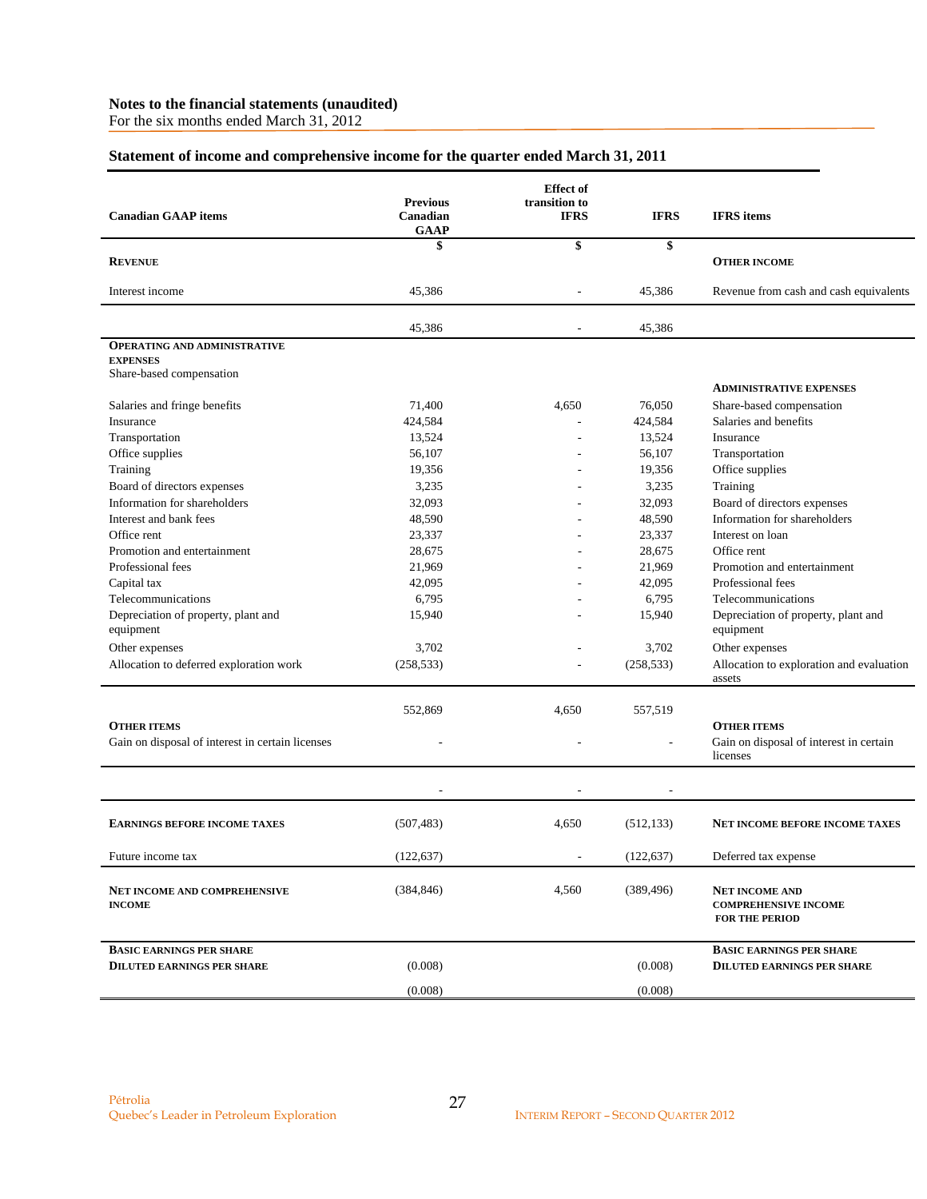**Notes to the financial statements (unaudited)**
For the six months ended March 31, 2012

## Statement of income and comprehensive income for the quarter ended March 31, 2011

| Canadian GAAP items | Previous Canadian GAAP | Effect of transition to IFRS | IFRS | IFRS items |
|---|---|---|---|---|
| | $ | $ | $ | |
| **REVENUE** | | | | **OTHER INCOME** |
| Interest income | 45,386 | - | 45,386 | Revenue from cash and cash equivalents |
| | 45,386 | - | 45,386 | |
| **OPERATING AND ADMINISTRATIVE EXPENSES** | | | | |
| Share-based compensation | | | | **ADMINISTRATIVE EXPENSES** |
| Salaries and fringe benefits | 71,400 | 4,650 | 76,050 | Share-based compensation |
| Insurance | 424,584 | - | 424,584 | Salaries and benefits |
| Transportation | 13,524 | - | 13,524 | Insurance |
| Office supplies | 56,107 | - | 56,107 | Transportation |
| Training | 19,356 | - | 19,356 | Office supplies |
| Board of directors expenses | 3,235 | - | 3,235 | Training |
| Information for shareholders | 32,093 | - | 32,093 | Board of directors expenses |
| Interest and bank fees | 48,590 | - | 48,590 | Information for shareholders |
| Office rent | 23,337 | - | 23,337 | Interest on loan |
| Promotion and entertainment | 28,675 | - | 28,675 | Office rent |
| Professional fees | 21,969 | - | 21,969 | Promotion and entertainment |
| Capital tax | 42,095 | - | 42,095 | Professional fees |
| Telecommunications | 6,795 | - | 6,795 | Telecommunications |
| Depreciation of property, plant and equipment | 15,940 | - | 15,940 | Depreciation of property, plant and equipment |
| Other expenses | 3,702 | - | 3,702 | Other expenses |
| Allocation to deferred exploration work | (258,533) | - | (258,533) | Allocation to exploration and evaluation assets |
| | 552,869 | 4,650 | 557,519 | |
| **OTHER ITEMS** | | | | **OTHER ITEMS** |
| Gain on disposal of interest in certain licenses | - | - | - | Gain on disposal of interest in certain licenses |
| | - | - | - | |
| **EARNINGS BEFORE INCOME TAXES** | (507,483) | 4,650 | (512,133) | **NET INCOME BEFORE INCOME TAXES** |
| Future income tax | (122,637) | - | (122,637) | Deferred tax expense |
| **NET INCOME AND COMPREHENSIVE INCOME** | (384,846) | 4,560 | (389,496) | **NET INCOME AND COMPREHENSIVE INCOME FOR THE PERIOD** |
| **BASIC EARNINGS PER SHARE** | | | | **BASIC EARNINGS PER SHARE** |
| **DILUTED EARNINGS PER SHARE** | (0.008) | | (0.008) | **DILUTED EARNINGS PER SHARE** |
| | (0.008) | | (0.008) | |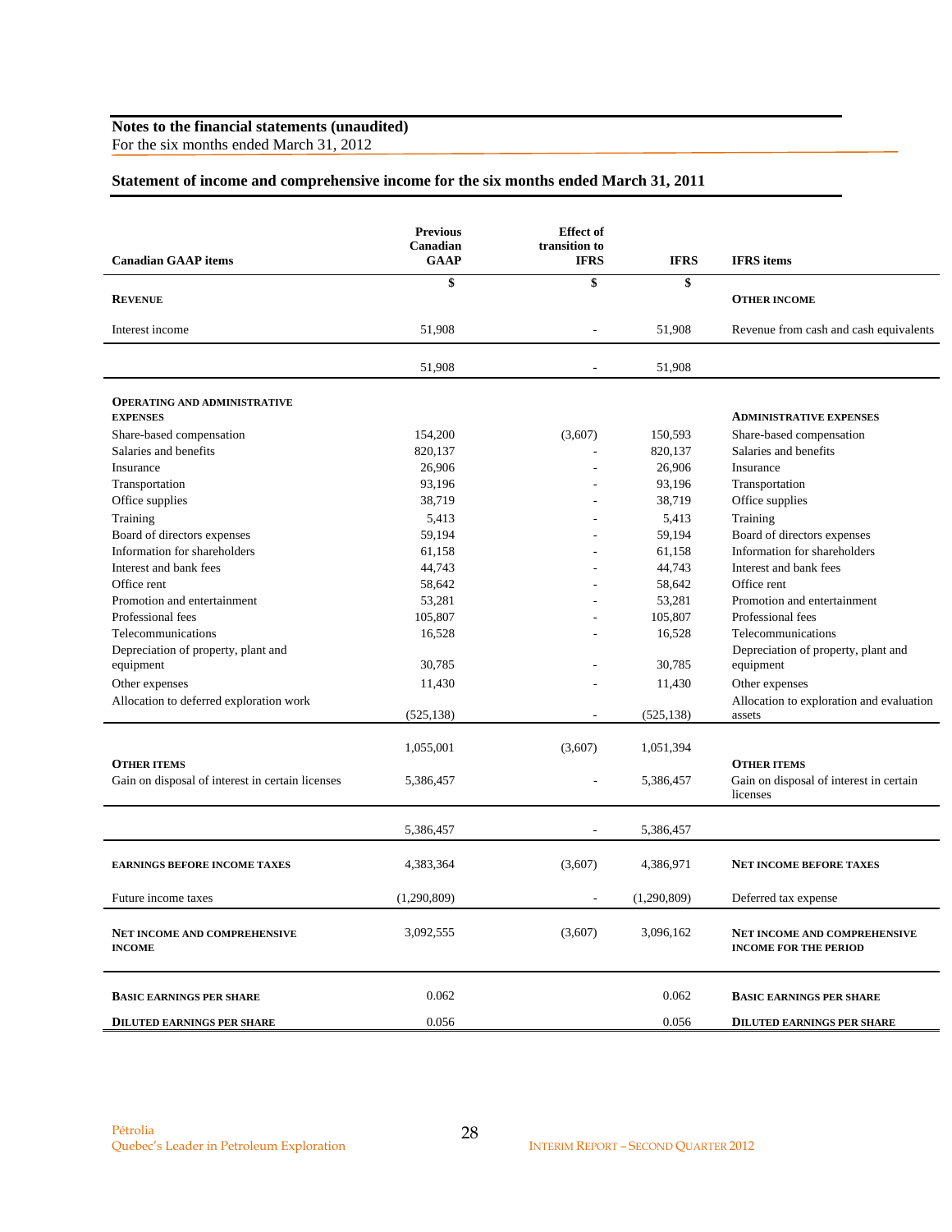**Notes to the financial statements (unaudited)**
For the six months ended March 31, 2012

## Statement of income and comprehensive income for the six months ended March 31, 2011

| Canadian GAAP items | Previous Canadian GAAP | Effect of transition to IFRS | IFRS | IFRS items |
|---|---|---|---|---|
| | $ | $ | $ | |
| **REVENUE** | | | | **OTHER INCOME** |
| Interest income | 51,908 | - | 51,908 | Revenue from cash and cash equivalents |
| | 51,908 | - | 51,908 | |
| **OPERATING AND ADMINISTRATIVE EXPENSES** | | | | **ADMINISTRATIVE EXPENSES** |
| Share-based compensation | 154,200 | (3,607) | 150,593 | Share-based compensation |
| Salaries and benefits | 820,137 | - | 820,137 | Salaries and benefits |
| Insurance | 26,906 | - | 26,906 | Insurance |
| Transportation | 93,196 | - | 93,196 | Transportation |
| Office supplies | 38,719 | - | 38,719 | Office supplies |
| Training | 5,413 | - | 5,413 | Training |
| Board of directors expenses | 59,194 | - | 59,194 | Board of directors expenses |
| Information for shareholders | 61,158 | - | 61,158 | Information for shareholders |
| Interest and bank fees | 44,743 | - | 44,743 | Interest and bank fees |
| Office rent | 58,642 | - | 58,642 | Office rent |
| Promotion and entertainment | 53,281 | - | 53,281 | Promotion and entertainment |
| Professional fees | 105,807 | - | 105,807 | Professional fees |
| Telecommunications | 16,528 | - | 16,528 | Telecommunications |
| Depreciation of property, plant and equipment | 30,785 | - | 30,785 | Depreciation of property, plant and equipment |
| Other expenses | 11,430 | - | 11,430 | Other expenses |
| Allocation to deferred exploration work | (525,138) | - | (525,138) | Allocation to exploration and evaluation assets |
| | 1,055,001 | (3,607) | 1,051,394 | |
| **OTHER ITEMS** | | | | **OTHER ITEMS** |
| Gain on disposal of interest in certain licenses | 5,386,457 | - | 5,386,457 | Gain on disposal of interest in certain licenses |
| | 5,386,457 | - | 5,386,457 | |
| **EARNINGS BEFORE INCOME TAXES** | 4,383,364 | (3,607) | 4,386,971 | **NET INCOME BEFORE TAXES** |
| Future income taxes | (1,290,809) | - | (1,290,809) | Deferred tax expense |
| **NET INCOME AND COMPREHENSIVE INCOME** | 3,092,555 | (3,607) | 3,096,162 | **NET INCOME AND COMPREHENSIVE INCOME FOR THE PERIOD** |
| **BASIC EARNINGS PER SHARE** | 0.062 | | 0.062 | **BASIC EARNINGS PER SHARE** |
| **DILUTED EARNINGS PER SHARE** | 0.056 | | 0.056 | **DILUTED EARNINGS PER SHARE** |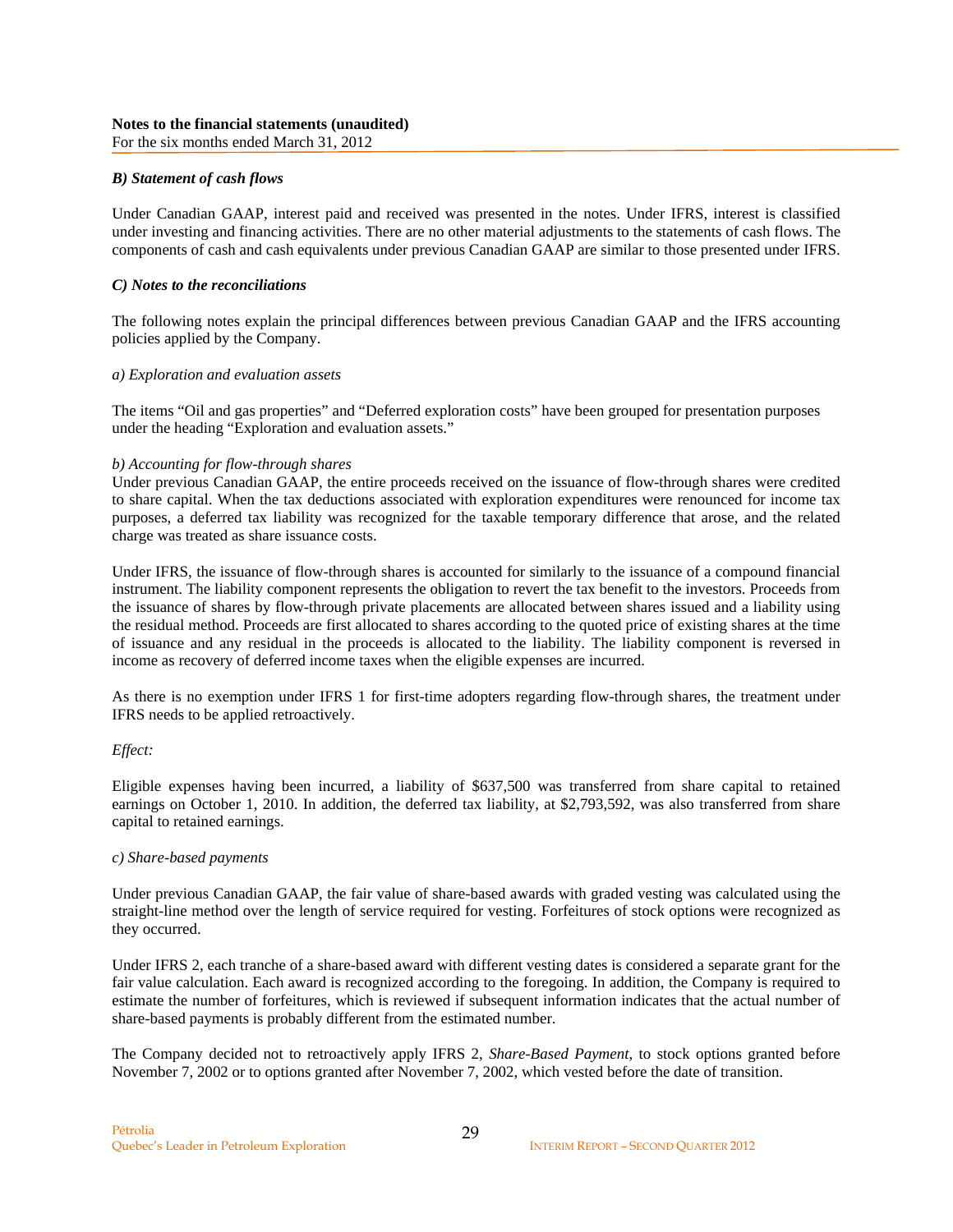### *B) Statement of cash flows*

Under Canadian GAAP, interest paid and received was presented in the notes. Under IFRS, interest is classified under investing and financing activities. There are no other material adjustments to the statements of cash flows. The components of cash and cash equivalents under previous Canadian GAAP are similar to those presented under IFRS.

### *C) Notes to the reconciliations*

The following notes explain the principal differences between previous Canadian GAAP and the IFRS accounting policies applied by the Company.

*a) Exploration and evaluation assets*

The items "Oil and gas properties" and "Deferred exploration costs" have been grouped for presentation purposes under the heading "Exploration and evaluation assets."

*b) Accounting for flow-through shares*

Under previous Canadian GAAP, the entire proceeds received on the issuance of flow-through shares were credited to share capital. When the tax deductions associated with exploration expenditures were renounced for income tax purposes, a deferred tax liability was recognized for the taxable temporary difference that arose, and the related charge was treated as share issuance costs.

Under IFRS, the issuance of flow-through shares is accounted for similarly to the issuance of a compound financial instrument. The liability component represents the obligation to revert the tax benefit to the investors. Proceeds from the issuance of shares by flow-through private placements are allocated between shares issued and a liability using the residual method. Proceeds are first allocated to shares according to the quoted price of existing shares at the time of issuance and any residual in the proceeds is allocated to the liability. The liability component is reversed in income as recovery of deferred income taxes when the eligible expenses are incurred.

As there is no exemption under IFRS 1 for first-time adopters regarding flow-through shares, the treatment under IFRS needs to be applied retroactively.

*Effect:*

Eligible expenses having been incurred, a liability of $637,500 was transferred from share capital to retained earnings on October 1, 2010. In addition, the deferred tax liability, at $2,793,592, was also transferred from share capital to retained earnings.

*c) Share-based payments*

Under previous Canadian GAAP, the fair value of share-based awards with graded vesting was calculated using the straight-line method over the length of service required for vesting. Forfeitures of stock options were recognized as they occurred.

Under IFRS 2, each tranche of a share-based award with different vesting dates is considered a separate grant for the fair value calculation. Each award is recognized according to the foregoing. In addition, the Company is required to estimate the number of forfeitures, which is reviewed if subsequent information indicates that the actual number of share-based payments is probably different from the estimated number.

The Company decided not to retroactively apply IFRS 2, *Share-Based Payment*, to stock options granted before November 7, 2002 or to options granted after November 7, 2002, which vested before the date of transition.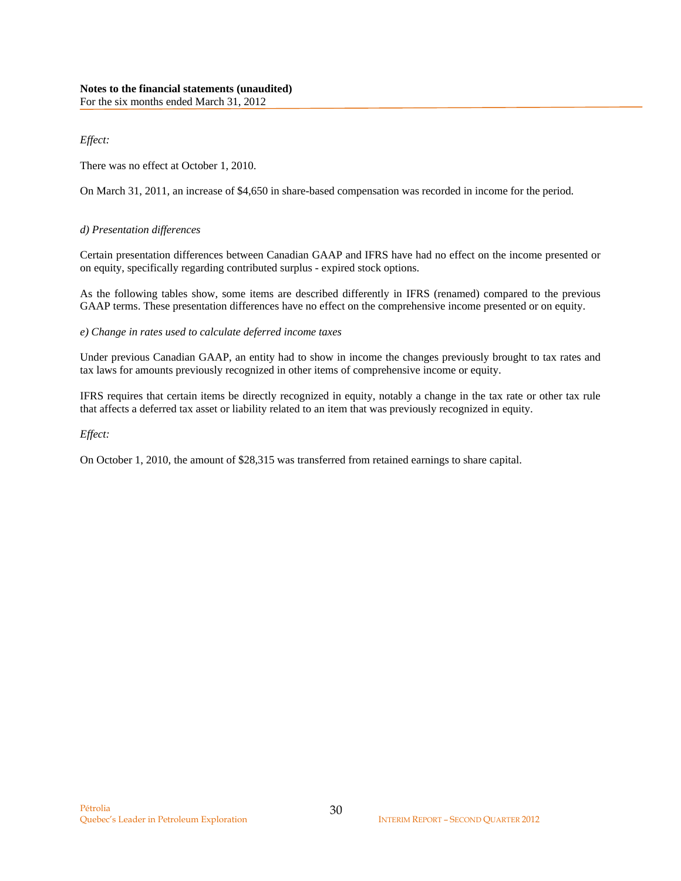*Effect:*

There was no effect at October 1, 2010.

On March 31, 2011, an increase of $4,650 in share-based compensation was recorded in income for the period.

*d) Presentation differences*

Certain presentation differences between Canadian GAAP and IFRS have had no effect on the income presented or on equity, specifically regarding contributed surplus - expired stock options.

As the following tables show, some items are described differently in IFRS (renamed) compared to the previous GAAP terms. These presentation differences have no effect on the comprehensive income presented or on equity.

*e) Change in rates used to calculate deferred income taxes*

Under previous Canadian GAAP, an entity had to show in income the changes previously brought to tax rates and tax laws for amounts previously recognized in other items of comprehensive income or equity.

IFRS requires that certain items be directly recognized in equity, notably a change in the tax rate or other tax rule that affects a deferred tax asset or liability related to an item that was previously recognized in equity.

*Effect:*

On October 1, 2010, the amount of $28,315 was transferred from retained earnings to share capital.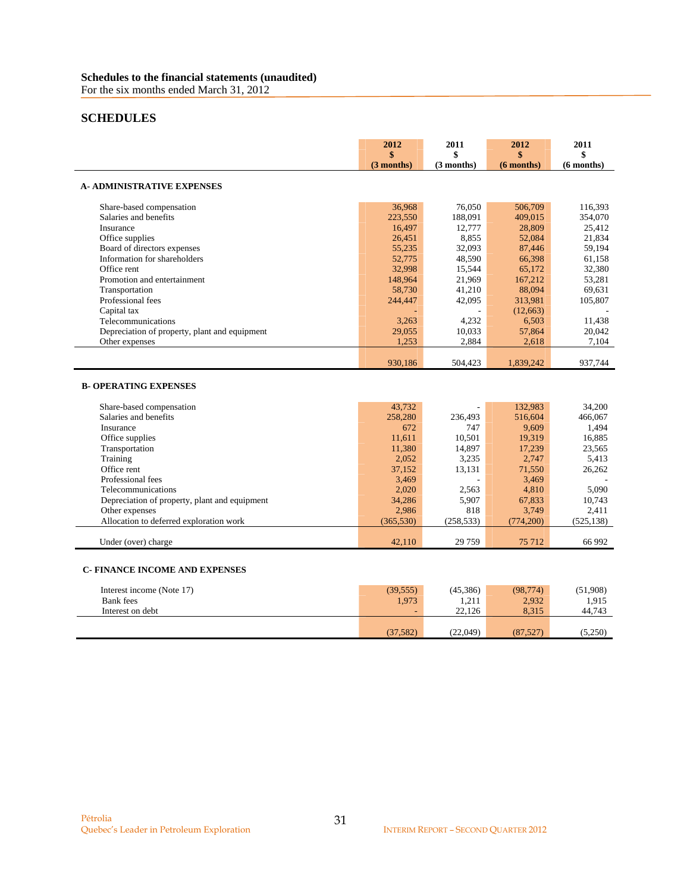**Schedules to the financial statements (unaudited)**
For the six months ended March 31, 2012

## SCHEDULES

| | 2012<br>$<br>(3 months) | 2011<br>$<br>(3 months) | 2012<br>$<br>(6 months) | 2011<br>$<br>(6 months) |
|---|---|---|---|---|
| **A- ADMINISTRATIVE EXPENSES** | | | | |
| Share-based compensation | 36,968 | 76,050 | 506,709 | 116,393 |
| Salaries and benefits | 223,550 | 188,091 | 409,015 | 354,070 |
| Insurance | 16,497 | 12,777 | 28,809 | 25,412 |
| Office supplies | 26,451 | 8,855 | 52,084 | 21,834 |
| Board of directors expenses | 55,235 | 32,093 | 87,446 | 59,194 |
| Information for shareholders | 52,775 | 48,590 | 66,398 | 61,158 |
| Office rent | 32,998 | 15,544 | 65,172 | 32,380 |
| Promotion and entertainment | 148,964 | 21,969 | 167,212 | 53,281 |
| Transportation | 58,730 | 41,210 | 88,094 | 69,631 |
| Professional fees | 244,447 | 42,095 | 313,981 | 105,807 |
| Capital tax | - | - | (12,663) | - |
| Telecommunications | 3,263 | 4,232 | 6,503 | 11,438 |
| Depreciation of property, plant and equipment | 29,055 | 10,033 | 57,864 | 20,042 |
| Other expenses | 1,253 | 2,884 | 2,618 | 7,104 |
| | 930,186 | 504,423 | 1,839,242 | 937,744 |
| **B- OPERATING EXPENSES** | | | | |
| Share-based compensation | 43,732 | - | 132,983 | 34,200 |
| Salaries and benefits | 258,280 | 236,493 | 516,604 | 466,067 |
| Insurance | 672 | 747 | 9,609 | 1,494 |
| Office supplies | 11,611 | 10,501 | 19,319 | 16,885 |
| Transportation | 11,380 | 14,897 | 17,239 | 23,565 |
| Training | 2,052 | 3,235 | 2,747 | 5,413 |
| Office rent | 37,152 | 13,131 | 71,550 | 26,262 |
| Professional fees | 3,469 | - | 3,469 | - |
| Telecommunications | 2,020 | 2,563 | 4,810 | 5,090 |
| Depreciation of property, plant and equipment | 34,286 | 5,907 | 67,833 | 10,743 |
| Other expenses | 2,986 | 818 | 3,749 | 2,411 |
| Allocation to deferred exploration work | (365,530) | (258,533) | (774,200) | (525,138) |
| Under (over) charge | 42,110 | 29 759 | 75 712 | 66 992 |
| **C- FINANCE INCOME AND EXPENSES** | | | | |
| Interest income (Note 17) | (39,555) | (45,386) | (98,774) | (51,908) |
| Bank fees | 1,973 | 1,211 | 2,932 | 1,915 |
| Interest on debt | - | 22,126 | 8,315 | 44,743 |
| | (37,582) | (22,049) | (87,527) | (5,250) |